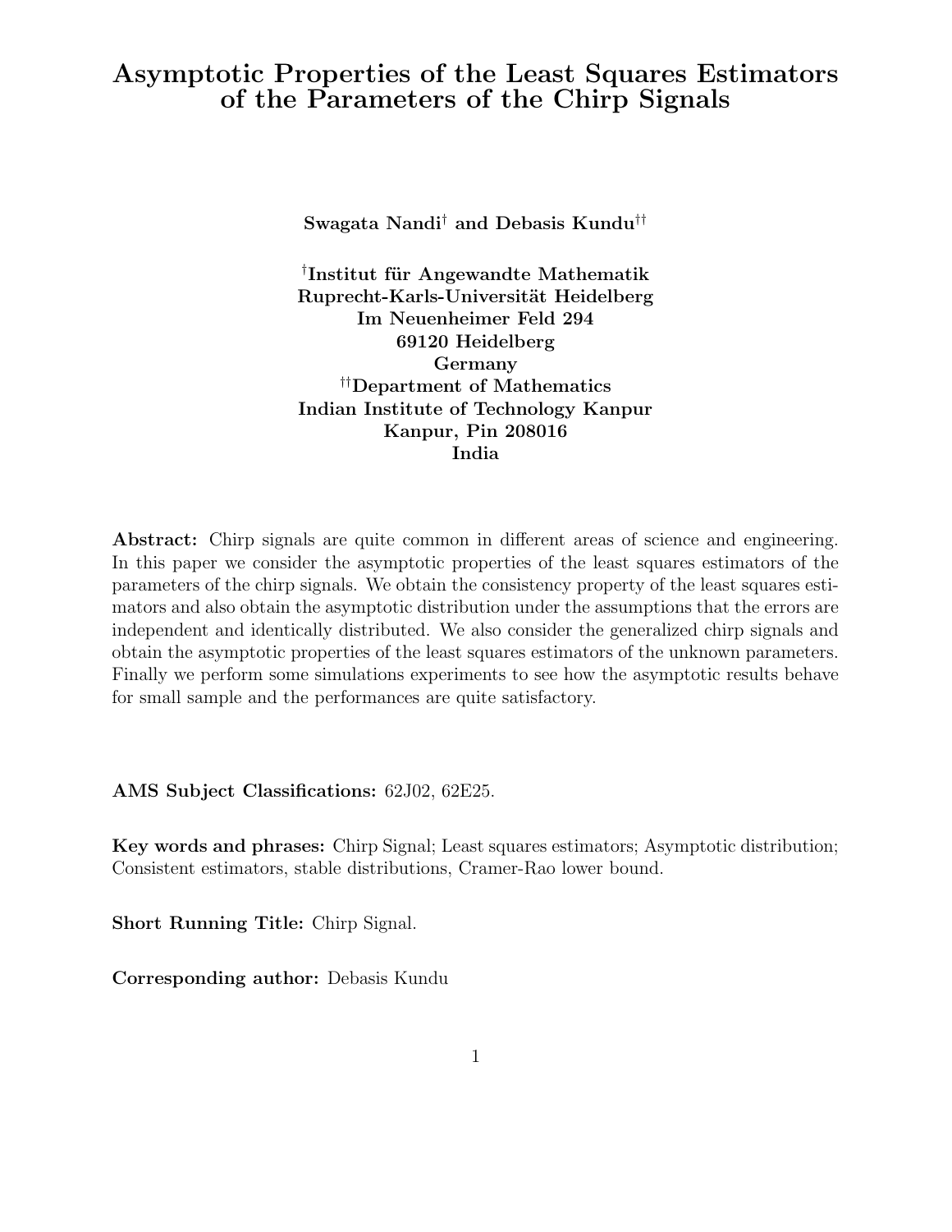# Asymptotic Properties of the Least Squares Estimators of the Parameters of the Chirp Signals

**Swagata Nandi[†] and Debasis Kundu[††]**

**[†]Institut für Angewandte Mathematik**
**Ruprecht-Karls-Universität Heidelberg**
**Im Neuenheimer Feld 294**
**69120 Heidelberg**
**Germany**
**[††]Department of Mathematics**
**Indian Institute of Technology Kanpur**
**Kanpur, Pin 208016**
**India**

**Abstract:** Chirp signals are quite common in different areas of science and engineering. In this paper we consider the asymptotic properties of the least squares estimators of the parameters of the chirp signals. We obtain the consistency property of the least squares estimators and also obtain the asymptotic distribution under the assumptions that the errors are independent and identically distributed. We also consider the generalized chirp signals and obtain the asymptotic properties of the least squares estimators of the unknown parameters. Finally we perform some simulations experiments to see how the asymptotic results behave for small sample and the performances are quite satisfactory.

**AMS Subject Classifications:** 62J02, 62E25.

**Key words and phrases:** Chirp Signal; Least squares estimators; Asymptotic distribution; Consistent estimators, stable distributions, Cramer-Rao lower bound.

**Short Running Title:** Chirp Signal.

**Corresponding author:** Debasis Kundu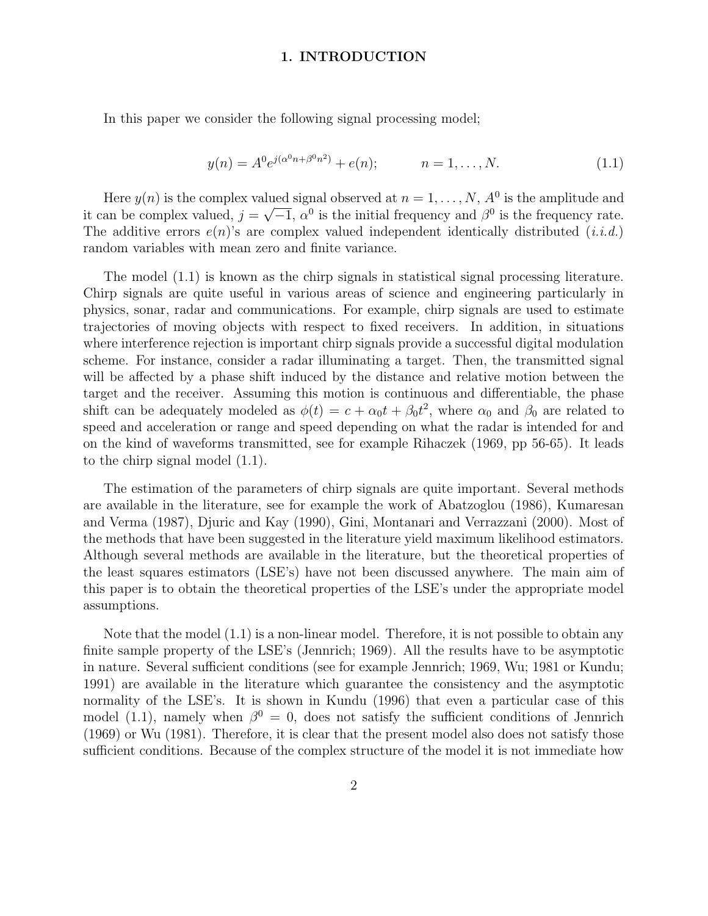# 1. INTRODUCTION

In this paper we consider the following signal processing model;

$$y(n) = A^0 e^{j(\alpha^0 n + \beta^0 n^2)} + e(n); \qquad n = 1, \ldots, N. \tag{1.1}$$

Here $y(n)$ is the complex valued signal observed at $n = 1, \ldots, N$, $A^0$ is the amplitude and it can be complex valued, $j = \sqrt{-1}$, $\alpha^0$ is the initial frequency and $\beta^0$ is the frequency rate. The additive errors $e(n)$'s are complex valued independent identically distributed (*i.i.d.*) random variables with mean zero and finite variance.

The model (1.1) is known as the chirp signals in statistical signal processing literature. Chirp signals are quite useful in various areas of science and engineering particularly in physics, sonar, radar and communications. For example, chirp signals are used to estimate trajectories of moving objects with respect to fixed receivers. In addition, in situations where interference rejection is important chirp signals provide a successful digital modulation scheme. For instance, consider a radar illuminating a target. Then, the transmitted signal will be affected by a phase shift induced by the distance and relative motion between the target and the receiver. Assuming this motion is continuous and differentiable, the phase shift can be adequately modeled as $\phi(t) = c + \alpha_0 t + \beta_0 t^2$, where $\alpha_0$ and $\beta_0$ are related to speed and acceleration or range and speed depending on what the radar is intended for and on the kind of waveforms transmitted, see for example Rihaczek (1969, pp 56-65). It leads to the chirp signal model (1.1).

The estimation of the parameters of chirp signals are quite important. Several methods are available in the literature, see for example the work of Abatzoglou (1986), Kumaresan and Verma (1987), Djuric and Kay (1990), Gini, Montanari and Verrazzani (2000). Most of the methods that have been suggested in the literature yield maximum likelihood estimators. Although several methods are available in the literature, but the theoretical properties of the least squares estimators (LSE's) have not been discussed anywhere. The main aim of this paper is to obtain the theoretical properties of the LSE's under the appropriate model assumptions.

Note that the model (1.1) is a non-linear model. Therefore, it is not possible to obtain any finite sample property of the LSE's (Jennrich; 1969). All the results have to be asymptotic in nature. Several sufficient conditions (see for example Jennrich; 1969, Wu; 1981 or Kundu; 1991) are available in the literature which guarantee the consistency and the asymptotic normality of the LSE's. It is shown in Kundu (1996) that even a particular case of this model (1.1), namely when $\beta^0 = 0$, does not satisfy the sufficient conditions of Jennrich (1969) or Wu (1981). Therefore, it is clear that the present model also does not satisfy those sufficient conditions. Because of the complex structure of the model it is not immediate how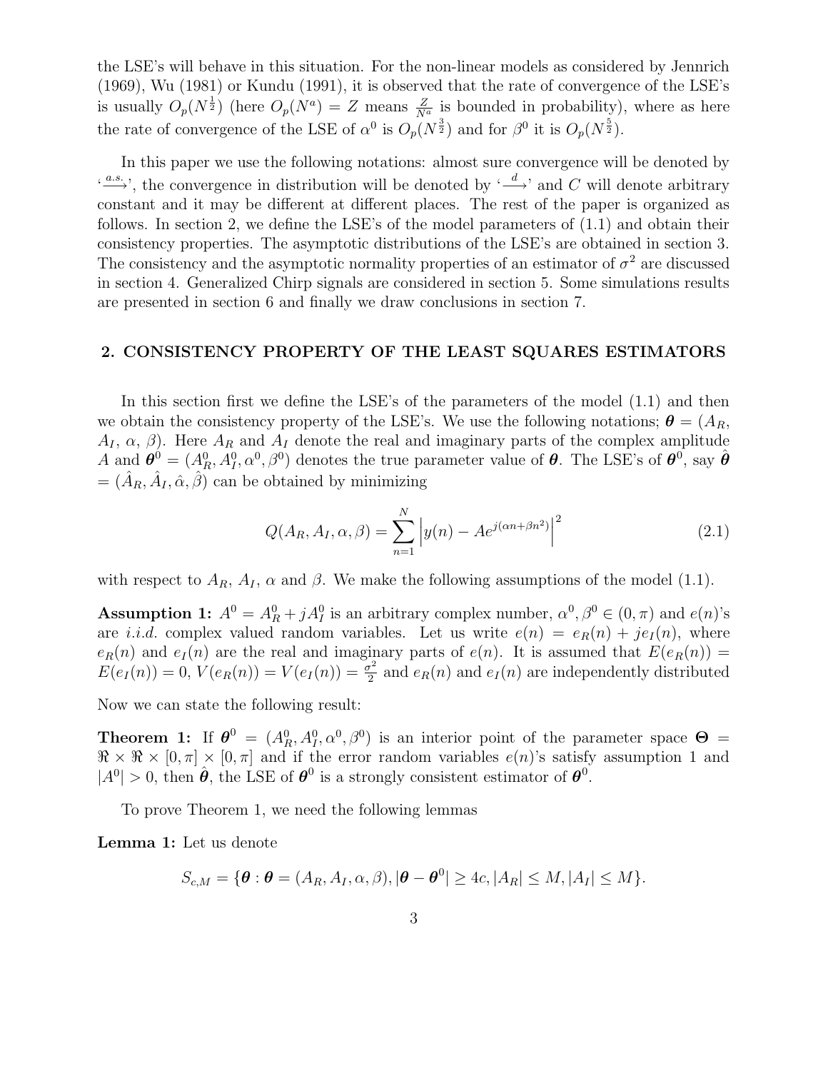the LSE's will behave in this situation. For the non-linear models as considered by Jennrich (1969), Wu (1981) or Kundu (1991), it is observed that the rate of convergence of the LSE's is usually $O_p(N^{\frac{1}{2}})$ (here $O_p(N^a) = Z$ means $\frac{Z}{N^a}$ is bounded in probability), where as here the rate of convergence of the LSE of $\alpha^0$ is $O_p(N^{\frac{3}{2}})$ and for $\beta^0$ it is $O_p(N^{\frac{5}{2}})$.

In this paper we use the following notations: almost sure convergence will be denoted by '$\xrightarrow{a.s.}$', the convergence in distribution will be denoted by '$\xrightarrow{d}$' and $C$ will denote arbitrary constant and it may be different at different places. The rest of the paper is organized as follows. In section 2, we define the LSE's of the model parameters of (1.1) and obtain their consistency properties. The asymptotic distributions of the LSE's are obtained in section 3. The consistency and the asymptotic normality properties of an estimator of $\sigma^2$ are discussed in section 4. Generalized Chirp signals are considered in section 5. Some simulations results are presented in section 6 and finally we draw conclusions in section 7.

## 2. CONSISTENCY PROPERTY OF THE LEAST SQUARES ESTIMATORS

In this section first we define the LSE's of the parameters of the model (1.1) and then we obtain the consistency property of the LSE's. We use the following notations; $\boldsymbol{\theta} = (A_R, A_I, \alpha, \beta)$. Here $A_R$ and $A_I$ denote the real and imaginary parts of the complex amplitude $A$ and $\boldsymbol{\theta}^0 = (A_R^0, A_I^0, \alpha^0, \beta^0)$ denotes the true parameter value of $\boldsymbol{\theta}$. The LSE's of $\boldsymbol{\theta}^0$, say $\hat{\boldsymbol{\theta}} = (\hat{A}_R, \hat{A}_I, \hat{\alpha}, \hat{\beta})$ can be obtained by minimizing

$$Q(A_R, A_I, \alpha, \beta) = \sum_{n=1}^{N} \left| y(n) - Ae^{j(\alpha n + \beta n^2)} \right|^2 \tag{2.1}$$

with respect to $A_R$, $A_I$, $\alpha$ and $\beta$. We make the following assumptions of the model (1.1).

**Assumption 1:** $A^0 = A_R^0 + jA_I^0$ is an arbitrary complex number, $\alpha^0, \beta^0 \in (0, \pi)$ and $e(n)$'s are *i.i.d.* complex valued random variables. Let us write $e(n) = e_R(n) + je_I(n)$, where $e_R(n)$ and $e_I(n)$ are the real and imaginary parts of $e(n)$. It is assumed that $E(e_R(n)) = E(e_I(n)) = 0$, $V(e_R(n)) = V(e_I(n)) = \frac{\sigma^2}{2}$ and $e_R(n)$ and $e_I(n)$ are independently distributed

Now we can state the following result:

**Theorem 1:** If $\boldsymbol{\theta}^0 = (A_R^0, A_I^0, \alpha^0, \beta^0)$ is an interior point of the parameter space $\boldsymbol{\Theta} = \Re \times \Re \times [0, \pi] \times [0, \pi]$ and if the error random variables $e(n)$'s satisfy assumption 1 and $|A^0| > 0$, then $\hat{\boldsymbol{\theta}}$, the LSE of $\boldsymbol{\theta}^0$ is a strongly consistent estimator of $\boldsymbol{\theta}^0$.

To prove Theorem 1, we need the following lemmas

**Lemma 1:** Let us denote

$$S_{c,M} = \{\boldsymbol{\theta} : \boldsymbol{\theta} = (A_R, A_I, \alpha, \beta), |\boldsymbol{\theta} - \boldsymbol{\theta}^0| \geq 4c, |A_R| \leq M, |A_I| \leq M\}.$$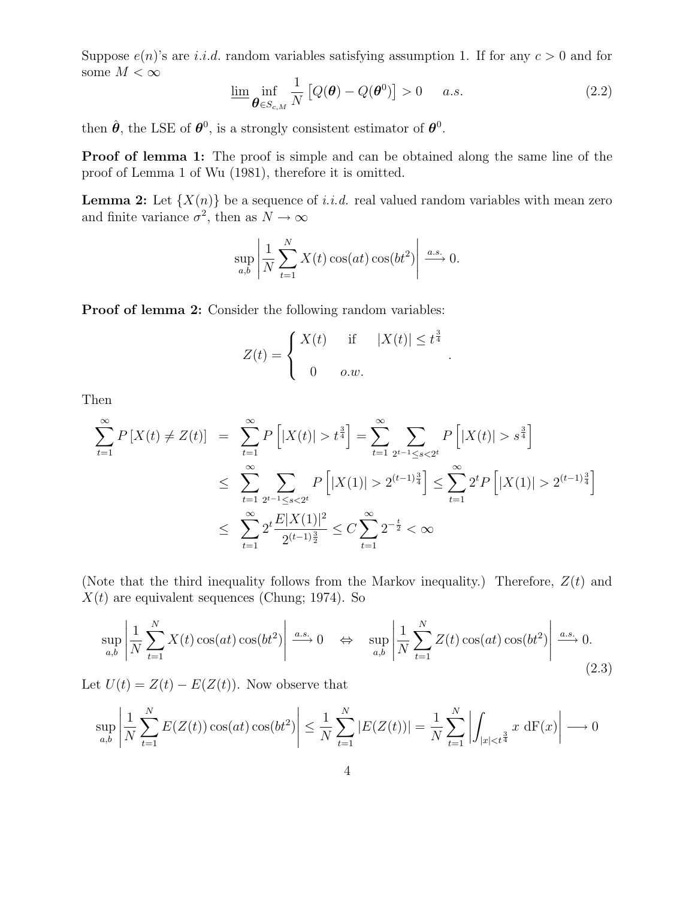Suppose $e(n)$'s are *i.i.d.* random variables satisfying assumption 1. If for any $c > 0$ and for some $M < \infty$

$$\underline{\lim} \inf_{\boldsymbol{\theta} \in S_{c,M}} \frac{1}{N} \left[ Q(\boldsymbol{\theta}) - Q(\boldsymbol{\theta}^0) \right] > 0 \qquad a.s. \tag{2.2}$$

then $\hat{\boldsymbol{\theta}}$, the LSE of $\boldsymbol{\theta}^0$, is a strongly consistent estimator of $\boldsymbol{\theta}^0$.

**Proof of lemma 1:** The proof is simple and can be obtained along the same line of the proof of Lemma 1 of Wu (1981), therefore it is omitted.

**Lemma 2:** Let $\{X(n)\}$ be a sequence of *i.i.d.* real valued random variables with mean zero and finite variance $\sigma^2$, then as $N \to \infty$

$$\sup_{a,b} \left| \frac{1}{N} \sum_{t=1}^{N} X(t) \cos(at) \cos(bt^2) \right| \xrightarrow{a.s.} 0.$$

**Proof of lemma 2:** Consider the following random variables:

$$Z(t) = \begin{cases} X(t) & \text{if} \quad |X(t)| \le t^{\frac{3}{4}} \\ 0 & o.w. \end{cases}.$$

Then

$$\begin{aligned} \sum_{t=1}^{\infty} P\left[X(t) \ne Z(t)\right] &= \sum_{t=1}^{\infty} P\left[|X(t)| > t^{\frac{3}{4}}\right] = \sum_{t=1}^{\infty} \sum_{2^{t-1} \le s < 2^t} P\left[|X(t)| > s^{\frac{3}{4}}\right] \\ &\le \sum_{t=1}^{\infty} \sum_{2^{t-1} \le s < 2^t} P\left[|X(1)| > 2^{(t-1)\frac{3}{4}}\right] \le \sum_{t=1}^{\infty} 2^t P\left[|X(1)| > 2^{(t-1)\frac{3}{4}}\right] \\ &\le \sum_{t=1}^{\infty} 2^t \frac{E|X(1)|^2}{2^{(t-1)\frac{3}{2}}} \le C \sum_{t=1}^{\infty} 2^{-\frac{t}{2}} < \infty \end{aligned}$$

(Note that the third inequality follows from the Markov inequality.) Therefore, $Z(t)$ and $X(t)$ are equivalent sequences (Chung; 1974). So

$$\sup_{a,b} \left| \frac{1}{N} \sum_{t=1}^{N} X(t) \cos(at) \cos(bt^2) \right| \xrightarrow{a.s.} 0 \quad \Leftrightarrow \quad \sup_{a,b} \left| \frac{1}{N} \sum_{t=1}^{N} Z(t) \cos(at) \cos(bt^2) \right| \xrightarrow{a.s.} 0. \tag{2.3}$$

Let $U(t) = Z(t) - E(Z(t))$. Now observe that

$$\sup_{a,b} \left| \frac{1}{N} \sum_{t=1}^{N} E(Z(t)) \cos(at) \cos(bt^2) \right| \le \frac{1}{N} \sum_{t=1}^{N} |E(Z(t))| = \frac{1}{N} \sum_{t=1}^{N} \left| \int_{|x| < t^{\frac{3}{4}}} x \, \mathrm{dF}(x) \right| \longrightarrow 0$$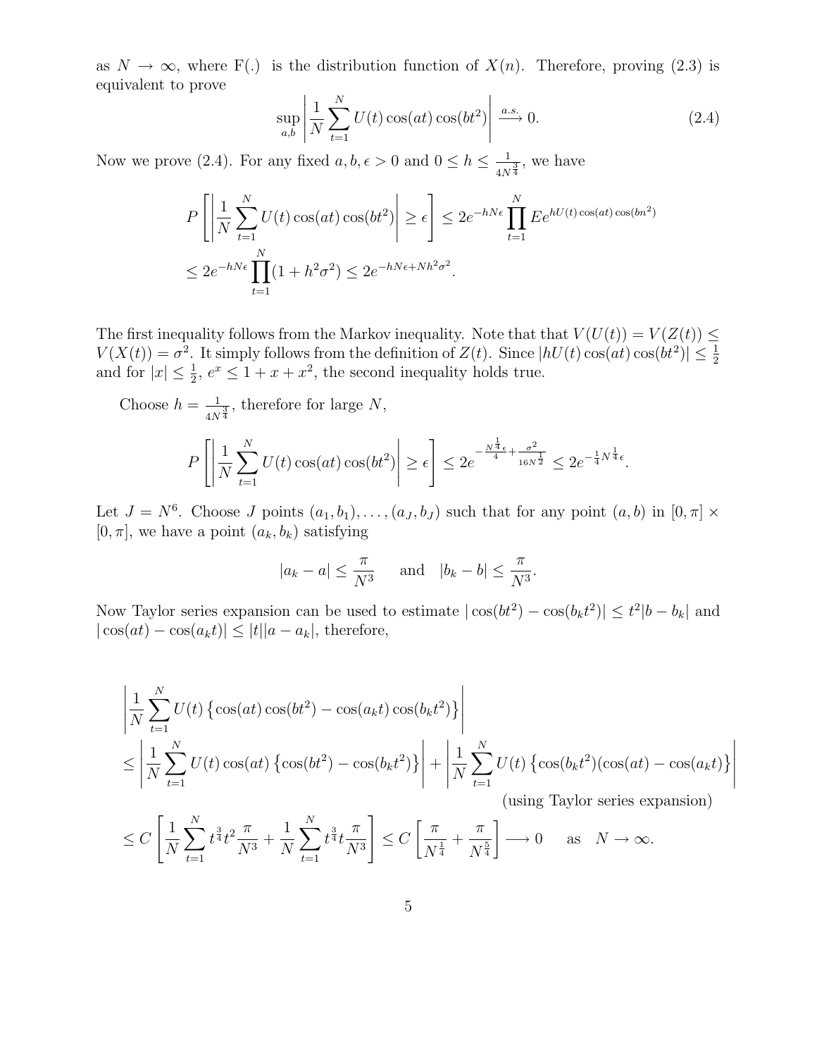as $N \to \infty$, where F(.) is the distribution function of $X(n)$. Therefore, proving (2.3) is equivalent to prove

$$\sup_{a,b} \left| \frac{1}{N} \sum_{t=1}^{N} U(t) \cos(at) \cos(bt^2) \right| \xrightarrow{a.s.} 0. \tag{2.4}$$

Now we prove (2.4). For any fixed $a, b, \epsilon > 0$ and $0 \le h \le \frac{1}{4N^{\frac{3}{4}}}$, we have

$$P\left[ \left| \frac{1}{N} \sum_{t=1}^{N} U(t) \cos(at) \cos(bt^2) \right| \ge \epsilon \right] \le 2e^{-hN\epsilon} \prod_{t=1}^{N} E e^{hU(t) \cos(at) \cos(bn^2)}$$

$$\le 2e^{-hN\epsilon} \prod_{t=1}^{N} (1 + h^2 \sigma^2) \le 2e^{-hN\epsilon + Nh^2\sigma^2}.$$

The first inequality follows from the Markov inequality. Note that that $V(U(t)) = V(Z(t)) \le V(X(t)) = \sigma^2$. It simply follows from the definition of $Z(t)$. Since $|hU(t)\cos(at)\cos(bt^2)| \le \frac{1}{2}$ and for $|x| \le \frac{1}{2}$, $e^x \le 1 + x + x^2$, the second inequality holds true.

Choose $h = \frac{1}{4N^{\frac{3}{4}}}$, therefore for large $N$,

$$P\left[ \left| \frac{1}{N} \sum_{t=1}^{N} U(t) \cos(at) \cos(bt^2) \right| \ge \epsilon \right] \le 2e^{-\frac{N^{\frac{1}{4}}\epsilon}{4} + \frac{\sigma^2}{16N^{\frac{1}{2}}}} \le 2e^{-\frac{1}{4}N^{\frac{1}{4}}\epsilon}.$$

Let $J = N^6$. Choose $J$ points $(a_1, b_1), \ldots, (a_J, b_J)$ such that for any point $(a, b)$ in $[0, \pi] \times [0, \pi]$, we have a point $(a_k, b_k)$ satisfying

$$|a_k - a| \le \frac{\pi}{N^3} \quad \text{and} \quad |b_k - b| \le \frac{\pi}{N^3}.$$

Now Taylor series expansion can be used to estimate $|\cos(bt^2) - \cos(b_k t^2)| \le t^2 |b - b_k|$ and $|\cos(at) - \cos(a_k t)| \le |t||a - a_k|$, therefore,

$$\left| \frac{1}{N} \sum_{t=1}^{N} U(t) \left\{ \cos(at)\cos(bt^2) - \cos(a_k t)\cos(b_k t^2) \right\} \right|$$

$$\le \left| \frac{1}{N} \sum_{t=1}^{N} U(t) \cos(at) \left\{ \cos(bt^2) - \cos(b_k t^2) \right\} \right| + \left| \frac{1}{N} \sum_{t=1}^{N} U(t) \left\{ \cos(b_k t^2)(\cos(at) - \cos(a_k t) \right\} \right|$$

(using Taylor series expansion)

$$\le C \left[ \frac{1}{N} \sum_{t=1}^{N} t^{\frac{3}{4}} t^2 \frac{\pi}{N^3} + \frac{1}{N} \sum_{t=1}^{N} t^{\frac{3}{4}} t \frac{\pi}{N^3} \right] \le C \left[ \frac{\pi}{N^{\frac{1}{4}}} + \frac{\pi}{N^{\frac{5}{4}}} \right] \longrightarrow 0 \quad \text{as} \quad N \to \infty.$$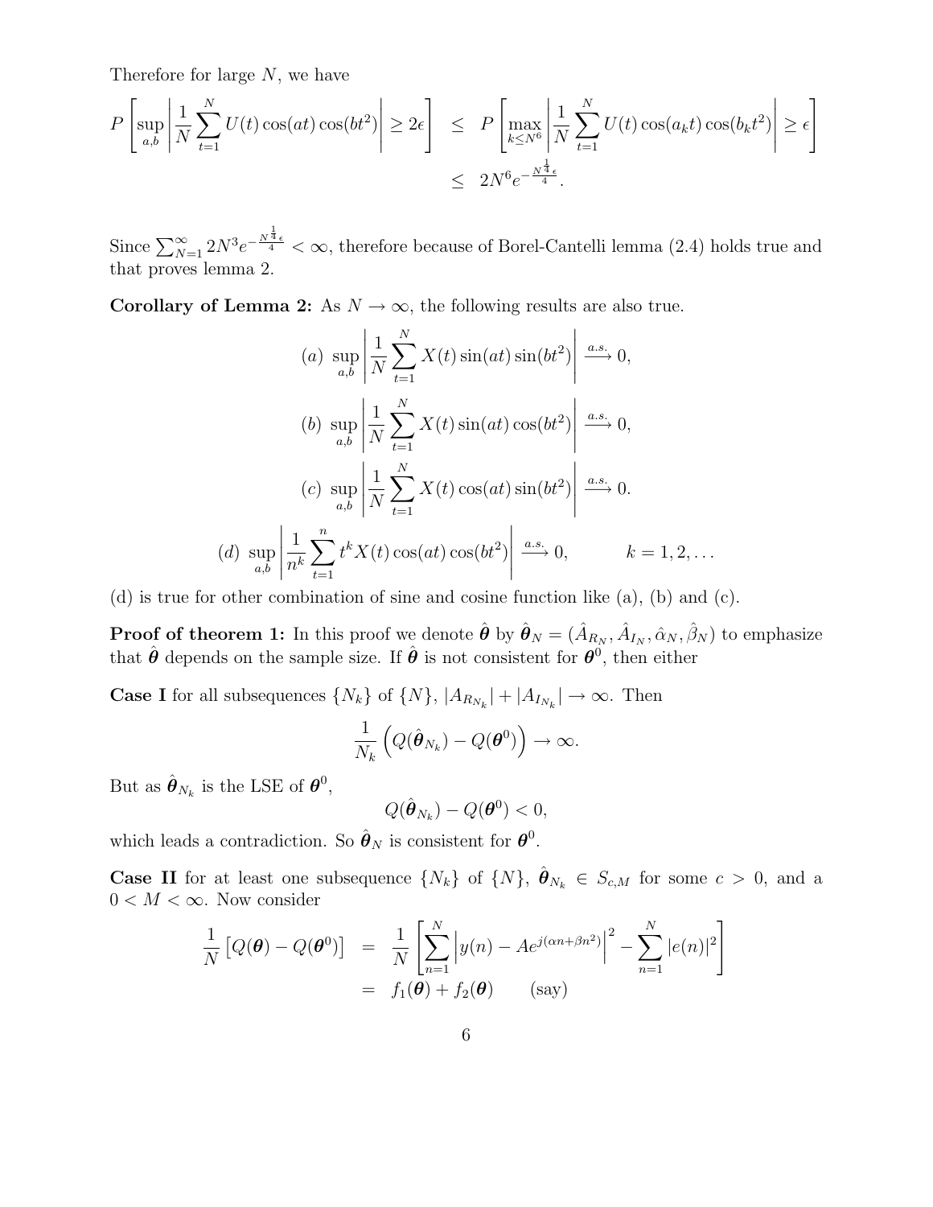Therefore for large $N$, we have

$$
\begin{aligned}
P\left[\sup_{a,b}\left|\frac{1}{N}\sum_{t=1}^{N}U(t)\cos(at)\cos(bt^2)\right| \geq 2\epsilon\right] &\leq P\left[\max_{k\leq N^6}\left|\frac{1}{N}\sum_{t=1}^{N}U(t)\cos(a_k t)\cos(b_k t^2)\right| \geq \epsilon\right] \\
&\leq 2N^6 e^{-\frac{N^{\frac{1}{4}}\epsilon}{4}}.
\end{aligned}
$$

Since $\sum_{N=1}^{\infty} 2N^3 e^{-\frac{N^{\frac{1}{4}}\epsilon}{4}} < \infty$, therefore because of Borel-Cantelli lemma (2.4) holds true and that proves lemma 2.

**Corollary of Lemma 2:** As $N \to \infty$, the following results are also true.

$$
(a)\ \sup_{a,b}\left|\frac{1}{N}\sum_{t=1}^{N}X(t)\sin(at)\sin(bt^2)\right| \xrightarrow{a.s.} 0,
$$

$$
(b)\ \sup_{a,b}\left|\frac{1}{N}\sum_{t=1}^{N}X(t)\sin(at)\cos(bt^2)\right| \xrightarrow{a.s.} 0,
$$

$$
(c)\ \sup_{a,b}\left|\frac{1}{N}\sum_{t=1}^{N}X(t)\cos(at)\sin(bt^2)\right| \xrightarrow{a.s.} 0.
$$

$$
(d)\ \sup_{a,b}\left|\frac{1}{n^k}\sum_{t=1}^{n}t^k X(t)\cos(at)\cos(bt^2)\right| \xrightarrow{a.s.} 0, \qquad k = 1, 2, \ldots
$$

(d) is true for other combination of sine and cosine function like (a), (b) and (c).

**Proof of theorem 1:** In this proof we denote $\hat{\boldsymbol{\theta}}$ by $\hat{\boldsymbol{\theta}}_N = (\hat{A}_{R_N}, \hat{A}_{I_N}, \hat{\alpha}_N, \hat{\beta}_N)$ to emphasize that $\hat{\boldsymbol{\theta}}$ depends on the sample size. If $\hat{\boldsymbol{\theta}}$ is not consistent for $\boldsymbol{\theta}^0$, then either

**Case I** for all subsequences $\{N_k\}$ of $\{N\}$, $|A_{R_{N_k}}| + |A_{I_{N_k}}| \to \infty$. Then

$$
\frac{1}{N_k}\left(Q(\hat{\boldsymbol{\theta}}_{N_k}) - Q(\boldsymbol{\theta}^0)\right) \to \infty.
$$

But as $\hat{\boldsymbol{\theta}}_{N_k}$ is the LSE of $\boldsymbol{\theta}^0$,

$$
Q(\hat{\boldsymbol{\theta}}_{N_k}) - Q(\boldsymbol{\theta}^0) < 0,
$$

which leads a contradiction. So $\hat{\boldsymbol{\theta}}_N$ is consistent for $\boldsymbol{\theta}^0$.

**Case II** for at least one subsequence $\{N_k\}$ of $\{N\}$, $\hat{\boldsymbol{\theta}}_{N_k} \in S_{c,M}$ for some $c > 0$, and a $0 < M < \infty$. Now consider

$$
\begin{aligned}
\frac{1}{N}\left[Q(\boldsymbol{\theta}) - Q(\boldsymbol{\theta}^0)\right] &= \frac{1}{N}\left[\sum_{n=1}^{N}\left|y(n) - Ae^{j(\alpha n + \beta n^2)}\right|^2 - \sum_{n=1}^{N}|e(n)|^2\right] \\
&= f_1(\boldsymbol{\theta}) + f_2(\boldsymbol{\theta}) \qquad \text{(say)}
\end{aligned}
$$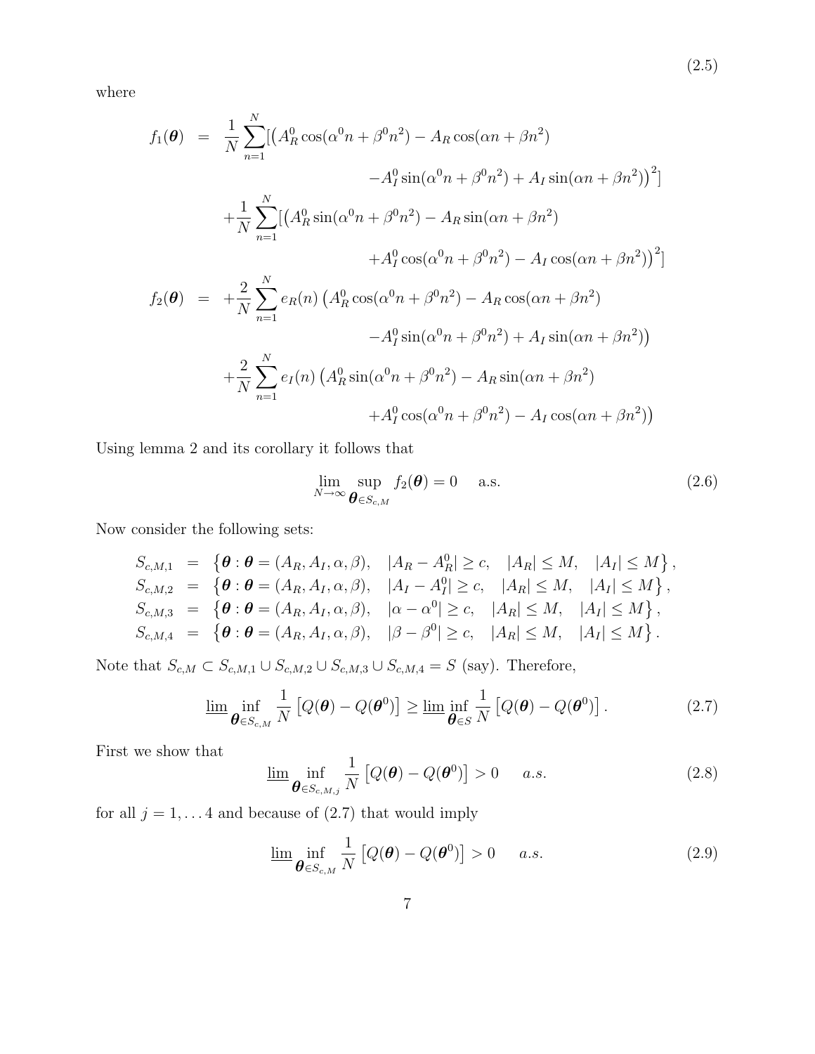(2.5)

where

$$
\begin{aligned}
f_1(\boldsymbol{\theta}) &= \frac{1}{N}\sum_{n=1}^{N}[\big(A_R^0\cos(\alpha^0 n+\beta^0 n^2) - A_R\cos(\alpha n+\beta n^2) \\
&\qquad\qquad -A_I^0\sin(\alpha^0 n+\beta^0 n^2) + A_I\sin(\alpha n+\beta n^2)\big)^2] \\
&\quad +\frac{1}{N}\sum_{n=1}^{N}[\big(A_R^0\sin(\alpha^0 n+\beta^0 n^2) - A_R\sin(\alpha n+\beta n^2) \\
&\qquad\qquad +A_I^0\cos(\alpha^0 n+\beta^0 n^2) - A_I\cos(\alpha n+\beta n^2)\big)^2] \\
f_2(\boldsymbol{\theta}) &= +\frac{2}{N}\sum_{n=1}^{N} e_R(n)\big(A_R^0\cos(\alpha^0 n+\beta^0 n^2) - A_R\cos(\alpha n+\beta n^2) \\
&\qquad\qquad -A_I^0\sin(\alpha^0 n+\beta^0 n^2) + A_I\sin(\alpha n+\beta n^2)\big) \\
&\quad +\frac{2}{N}\sum_{n=1}^{N} e_I(n)\big(A_R^0\sin(\alpha^0 n+\beta^0 n^2) - A_R\sin(\alpha n+\beta n^2) \\
&\qquad\qquad +A_I^0\cos(\alpha^0 n+\beta^0 n^2) - A_I\cos(\alpha n+\beta n^2)\big)
\end{aligned}
$$

Using lemma 2 and its corollary it follows that

$$
\lim_{N\to\infty}\sup_{\boldsymbol{\theta}\in S_{c,M}} f_2(\boldsymbol{\theta}) = 0 \quad \text{a.s.} \tag{2.6}
$$

Now consider the following sets:

$$
\begin{aligned}
S_{c,M,1} &= \left\{\boldsymbol{\theta}:\boldsymbol{\theta}=(A_R,A_I,\alpha,\beta),\quad |A_R-A_R^0|\ge c,\quad |A_R|\le M,\quad |A_I|\le M\right\}, \\
S_{c,M,2} &= \left\{\boldsymbol{\theta}:\boldsymbol{\theta}=(A_R,A_I,\alpha,\beta),\quad |A_I-A_I^0|\ge c,\quad |A_R|\le M,\quad |A_I|\le M\right\}, \\
S_{c,M,3} &= \left\{\boldsymbol{\theta}:\boldsymbol{\theta}=(A_R,A_I,\alpha,\beta),\quad |\alpha-\alpha^0|\ge c,\quad |A_R|\le M,\quad |A_I|\le M\right\}, \\
S_{c,M,4} &= \left\{\boldsymbol{\theta}:\boldsymbol{\theta}=(A_R,A_I,\alpha,\beta),\quad |\beta-\beta^0|\ge c,\quad |A_R|\le M,\quad |A_I|\le M\right\}.
\end{aligned}
$$

Note that $S_{c,M}\subset S_{c,M,1}\cup S_{c,M,2}\cup S_{c,M,3}\cup S_{c,M,4} = S$ (say). Therefore,

$$
\varliminf \inf_{\boldsymbol{\theta}\in S_{c,M}} \frac{1}{N}\left[Q(\boldsymbol{\theta})-Q(\boldsymbol{\theta}^0)\right] \ge \varliminf \inf_{\boldsymbol{\theta}\in S} \frac{1}{N}\left[Q(\boldsymbol{\theta})-Q(\boldsymbol{\theta}^0)\right]. \tag{2.7}
$$

First we show that

$$
\varliminf \inf_{\boldsymbol{\theta}\in S_{c,M,j}} \frac{1}{N}\left[Q(\boldsymbol{\theta})-Q(\boldsymbol{\theta}^0)\right] > 0 \quad a.s. \tag{2.8}
$$

for all $j=1,\ldots 4$ and because of (2.7) that would imply

$$
\varliminf \inf_{\boldsymbol{\theta}\in S_{c,M}} \frac{1}{N}\left[Q(\boldsymbol{\theta})-Q(\boldsymbol{\theta}^0)\right] > 0 \quad a.s. \tag{2.9}
$$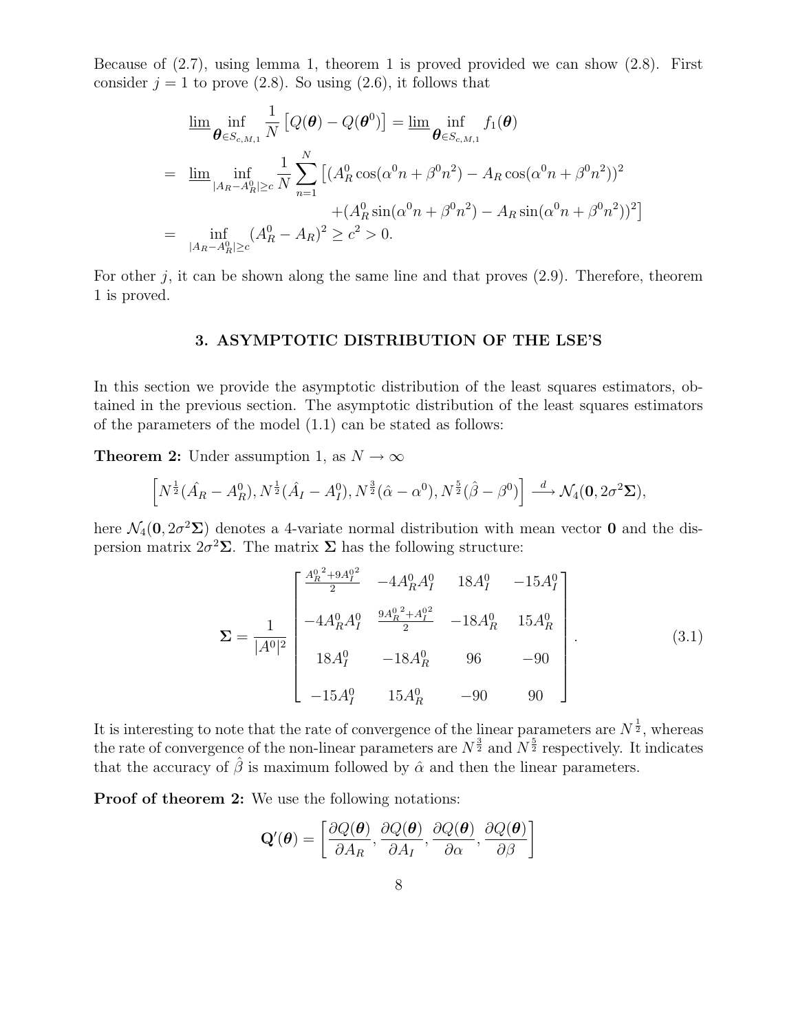Because of (2.7), using lemma 1, theorem 1 is proved provided we can show (2.8). First consider $j = 1$ to prove (2.8). So using (2.6), it follows that

$$
\begin{aligned}
&\underline{\lim} \inf_{\boldsymbol{\theta} \in S_{c,M,1}} \frac{1}{N}\left[Q(\boldsymbol{\theta}) - Q(\boldsymbol{\theta}^0)\right] = \underline{\lim} \inf_{\boldsymbol{\theta} \in S_{c,M,1}} f_1(\boldsymbol{\theta}) \\
= \;& \underline{\lim} \inf_{|A_R - A_R^0| \geq c} \frac{1}{N} \sum_{n=1}^{N} \left[(A_R^0 \cos(\alpha^0 n + \beta^0 n^2) - A_R \cos(\alpha^0 n + \beta^0 n^2))^2 \right. \\
& \qquad \qquad \qquad \left. + (A_R^0 \sin(\alpha^0 n + \beta^0 n^2) - A_R \sin(\alpha^0 n + \beta^0 n^2))^2\right] \\
= \;& \inf_{|A_R - A_R^0| \geq c} (A_R^0 - A_R)^2 \geq c^2 > 0.
\end{aligned}
$$

For other $j$, it can be shown along the same line and that proves (2.9). Therefore, theorem 1 is proved.

## 3. ASYMPTOTIC DISTRIBUTION OF THE LSE'S

In this section we provide the asymptotic distribution of the least squares estimators, obtained in the previous section. The asymptotic distribution of the least squares estimators of the parameters of the model (1.1) can be stated as follows:

**Theorem 2:** Under assumption 1, as $N \to \infty$

$$
\left[N^{\frac{1}{2}}(\hat{A_R} - A_R^0), N^{\frac{1}{2}}(\hat{A_I} - A_I^0), N^{\frac{3}{2}}(\hat{\alpha} - \alpha^0), N^{\frac{5}{2}}(\hat{\beta} - \beta^0)\right] \xrightarrow{d} \mathcal{N}_4(\mathbf{0}, 2\sigma^2\boldsymbol{\Sigma}),
$$

here $\mathcal{N}_4(\mathbf{0}, 2\sigma^2\boldsymbol{\Sigma})$ denotes a 4-variate normal distribution with mean vector $\mathbf{0}$ and the dispersion matrix $2\sigma^2\boldsymbol{\Sigma}$. The matrix $\boldsymbol{\Sigma}$ has the following structure:

$$
\boldsymbol{\Sigma} = \frac{1}{|A^0|^2}
\begin{bmatrix}
\frac{{A_R^0}^2 + 9{A_I^0}^2}{2} & -4A_R^0 A_I^0 & 18A_I^0 & -15A_I^0 \\
-4A_R^0 A_I^0 & \frac{9{A_R^0}^2 + {A_I^0}^2}{2} & -18A_R^0 & 15A_R^0 \\
18A_I^0 & -18A_R^0 & 96 & -90 \\
-15A_I^0 & 15A_R^0 & -90 & 90
\end{bmatrix}. \tag{3.1}
$$

It is interesting to note that the rate of convergence of the linear parameters are $N^{\frac{1}{2}}$, whereas the rate of convergence of the non-linear parameters are $N^{\frac{3}{2}}$ and $N^{\frac{5}{2}}$ respectively. It indicates that the accuracy of $\hat{\beta}$ is maximum followed by $\hat{\alpha}$ and then the linear parameters.

**Proof of theorem 2:** We use the following notations:

$$
\mathbf{Q}'(\boldsymbol{\theta}) = \left[\frac{\partial Q(\boldsymbol{\theta})}{\partial A_R}, \frac{\partial Q(\boldsymbol{\theta})}{\partial A_I}, \frac{\partial Q(\boldsymbol{\theta})}{\partial \alpha}, \frac{\partial Q(\boldsymbol{\theta})}{\partial \beta}\right]
$$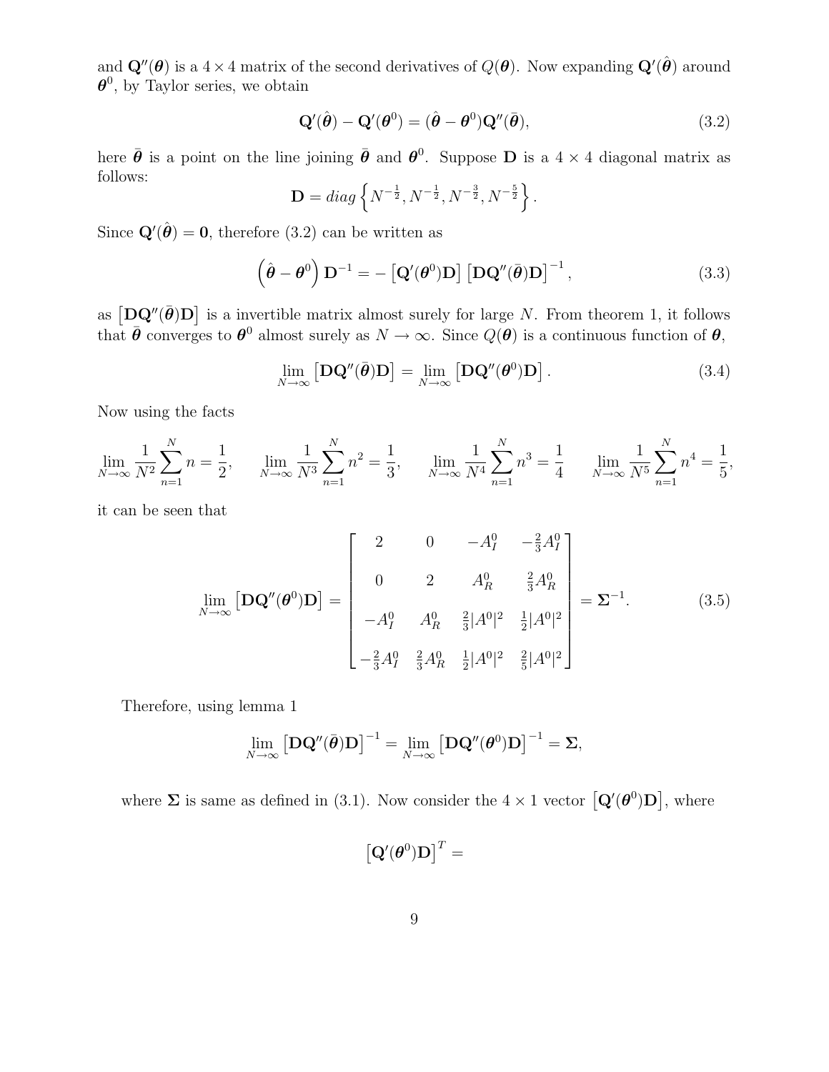and $\mathbf{Q}''(\boldsymbol{\theta})$ is a $4 \times 4$ matrix of the second derivatives of $Q(\boldsymbol{\theta})$. Now expanding $\mathbf{Q}'(\hat{\boldsymbol{\theta}})$ around $\boldsymbol{\theta}^0$, by Taylor series, we obtain

$$\mathbf{Q}'(\hat{\boldsymbol{\theta}}) - \mathbf{Q}'(\boldsymbol{\theta}^0) = (\hat{\boldsymbol{\theta}} - \boldsymbol{\theta}^0)\mathbf{Q}''(\bar{\boldsymbol{\theta}}), \tag{3.2}$$

here $\bar{\boldsymbol{\theta}}$ is a point on the line joining $\bar{\boldsymbol{\theta}}$ and $\boldsymbol{\theta}^0$. Suppose $\mathbf{D}$ is a $4 \times 4$ diagonal matrix as follows:

$$\mathbf{D} = diag\left\{N^{-\frac{1}{2}}, N^{-\frac{1}{2}}, N^{-\frac{3}{2}}, N^{-\frac{5}{2}}\right\}.$$

Since $\mathbf{Q}'(\hat{\boldsymbol{\theta}}) = \mathbf{0}$, therefore (3.2) can be written as

$$\left(\hat{\boldsymbol{\theta}} - \boldsymbol{\theta}^0\right)\mathbf{D}^{-1} = -\left[\mathbf{Q}'(\boldsymbol{\theta}^0)\mathbf{D}\right]\left[\mathbf{D}\mathbf{Q}''(\bar{\boldsymbol{\theta}})\mathbf{D}\right]^{-1}, \tag{3.3}$$

as $\left[\mathbf{D}\mathbf{Q}''(\bar{\boldsymbol{\theta}})\mathbf{D}\right]$ is a invertible matrix almost surely for large $N$. From theorem 1, it follows that $\bar{\boldsymbol{\theta}}$ converges to $\boldsymbol{\theta}^0$ almost surely as $N \to \infty$. Since $Q(\boldsymbol{\theta})$ is a continuous function of $\boldsymbol{\theta}$,

$$\lim_{N\to\infty}\left[\mathbf{D}\mathbf{Q}''(\bar{\boldsymbol{\theta}})\mathbf{D}\right] = \lim_{N\to\infty}\left[\mathbf{D}\mathbf{Q}''(\boldsymbol{\theta}^0)\mathbf{D}\right]. \tag{3.4}$$

Now using the facts

$$\lim_{N\to\infty}\frac{1}{N^2}\sum_{n=1}^{N} n = \frac{1}{2}, \qquad \lim_{N\to\infty}\frac{1}{N^3}\sum_{n=1}^{N} n^2 = \frac{1}{3}, \qquad \lim_{N\to\infty}\frac{1}{N^4}\sum_{n=1}^{N} n^3 = \frac{1}{4} \qquad \lim_{N\to\infty}\frac{1}{N^5}\sum_{n=1}^{N} n^4 = \frac{1}{5},$$

it can be seen that

$$\lim_{N\to\infty}\left[\mathbf{D}\mathbf{Q}''(\boldsymbol{\theta}^0)\mathbf{D}\right] = \begin{bmatrix} 2 & 0 & -A_I^0 & -\frac{2}{3}A_I^0 \\ 0 & 2 & A_R^0 & \frac{2}{3}A_R^0 \\ -A_I^0 & A_R^0 & \frac{2}{3}|A^0|^2 & \frac{1}{2}|A^0|^2 \\ -\frac{2}{3}A_I^0 & \frac{2}{3}A_R^0 & \frac{1}{2}|A^0|^2 & \frac{2}{5}|A^0|^2 \end{bmatrix} = \boldsymbol{\Sigma}^{-1}. \tag{3.5}$$

Therefore, using lemma 1

$$\lim_{N\to\infty}\left[\mathbf{D}\mathbf{Q}''(\bar{\boldsymbol{\theta}})\mathbf{D}\right]^{-1} = \lim_{N\to\infty}\left[\mathbf{D}\mathbf{Q}''(\boldsymbol{\theta}^0)\mathbf{D}\right]^{-1} = \boldsymbol{\Sigma},$$

where $\boldsymbol{\Sigma}$ is same as defined in (3.1). Now consider the $4 \times 1$ vector $\left[\mathbf{Q}'(\boldsymbol{\theta}^0)\mathbf{D}\right]$, where

$$\left[\mathbf{Q}'(\boldsymbol{\theta}^0)\mathbf{D}\right]^T =$$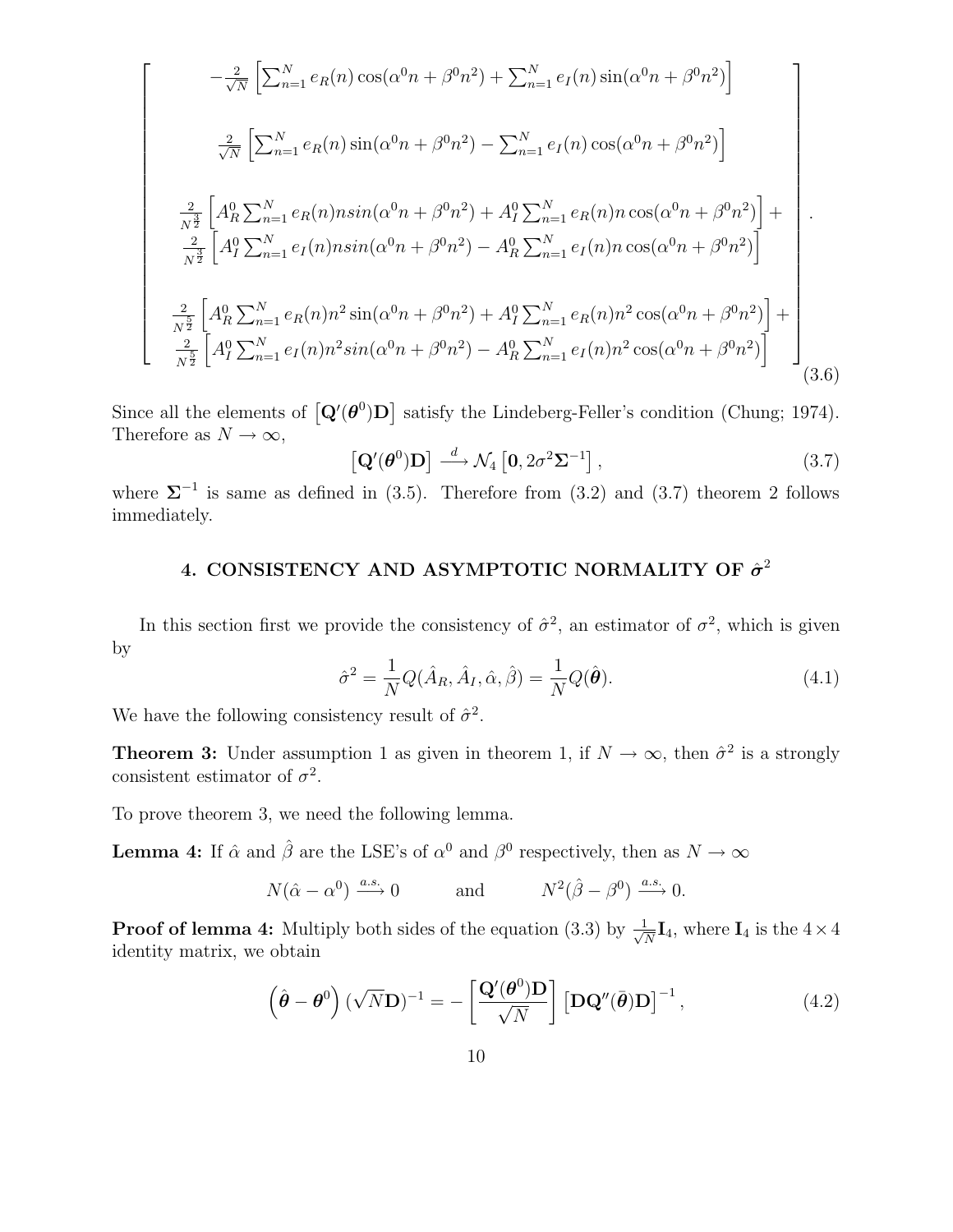$$
\begin{bmatrix}
-\frac{2}{\sqrt{N}}\left[\sum_{n=1}^{N} e_R(n)\cos(\alpha^0 n+\beta^0 n^2)+\sum_{n=1}^{N} e_I(n)\sin(\alpha^0 n+\beta^0 n^2)\right] \\
\\
\frac{2}{\sqrt{N}}\left[\sum_{n=1}^{N} e_R(n)\sin(\alpha^0 n+\beta^0 n^2)-\sum_{n=1}^{N} e_I(n)\cos(\alpha^0 n+\beta^0 n^2)\right] \\
\\
\frac{2}{N^{\frac{3}{2}}}\left[A_R^0\sum_{n=1}^{N} e_R(n) n sin(\alpha^0 n+\beta^0 n^2)+A_I^0\sum_{n=1}^{N} e_R(n) n\cos(\alpha^0 n+\beta^0 n^2)\right]+ \\
\frac{2}{N^{\frac{3}{2}}}\left[A_I^0\sum_{n=1}^{N} e_I(n) n sin(\alpha^0 n+\beta^0 n^2)-A_R^0\sum_{n=1}^{N} e_I(n) n\cos(\alpha^0 n+\beta^0 n^2)\right] \\
\\
\frac{2}{N^{\frac{5}{2}}}\left[A_R^0\sum_{n=1}^{N} e_R(n) n^2\sin(\alpha^0 n+\beta^0 n^2)+A_I^0\sum_{n=1}^{N} e_R(n) n^2\cos(\alpha^0 n+\beta^0 n^2)\right]+ \\
\frac{2}{N^{\frac{5}{2}}}\left[A_I^0\sum_{n=1}^{N} e_I(n) n^2 sin(\alpha^0 n+\beta^0 n^2)-A_R^0\sum_{n=1}^{N} e_I(n) n^2\cos(\alpha^0 n+\beta^0 n^2)\right]
\end{bmatrix}. \tag{3.6}
$$

Since all the elements of $\left[\mathbf{Q}'(\boldsymbol{\theta}^0)\mathbf{D}\right]$ satisfy the Lindeberg-Feller's condition (Chung; 1974). Therefore as $N \to \infty$,

$$
\left[\mathbf{Q}'(\boldsymbol{\theta}^0)\mathbf{D}\right] \xrightarrow{d} \mathcal{N}_4\left[\mathbf{0}, 2\sigma^2\boldsymbol{\Sigma}^{-1}\right], \tag{3.7}
$$

where $\boldsymbol{\Sigma}^{-1}$ is same as defined in (3.5). Therefore from (3.2) and (3.7) theorem 2 follows immediately.

## 4. CONSISTENCY AND ASYMPTOTIC NORMALITY OF $\hat{\boldsymbol{\sigma}}^2$

In this section first we provide the consistency of $\hat{\sigma}^2$, an estimator of $\sigma^2$, which is given by

$$
\hat{\sigma}^2 = \frac{1}{N} Q(\hat{A}_R, \hat{A}_I, \hat{\alpha}, \hat{\beta}) = \frac{1}{N} Q(\hat{\boldsymbol{\theta}}). \tag{4.1}
$$

We have the following consistency result of $\hat{\sigma}^2$.

**Theorem 3:** Under assumption 1 as given in theorem 1, if $N \to \infty$, then $\hat{\sigma}^2$ is a strongly consistent estimator of $\sigma^2$.

To prove theorem 3, we need the following lemma.

**Lemma 4:** If $\hat{\alpha}$ and $\hat{\beta}$ are the LSE's of $\alpha^0$ and $\beta^0$ respectively, then as $N \to \infty$

$$
N(\hat{\alpha} - \alpha^0) \xrightarrow{a.s.} 0 \qquad \text{and} \qquad N^2(\hat{\beta} - \beta^0) \xrightarrow{a.s.} 0.
$$

**Proof of lemma 4:** Multiply both sides of the equation (3.3) by $\frac{1}{\sqrt{N}}\mathbf{I}_4$, where $\mathbf{I}_4$ is the $4 \times 4$ identity matrix, we obtain

$$
\left(\hat{\boldsymbol{\theta}} - \boldsymbol{\theta}^0\right)(\sqrt{N}\mathbf{D})^{-1} = -\left[\frac{\mathbf{Q}'(\boldsymbol{\theta}^0)\mathbf{D}}{\sqrt{N}}\right]\left[\mathbf{D}\mathbf{Q}''(\bar{\boldsymbol{\theta}})\mathbf{D}\right]^{-1}, \tag{4.2}
$$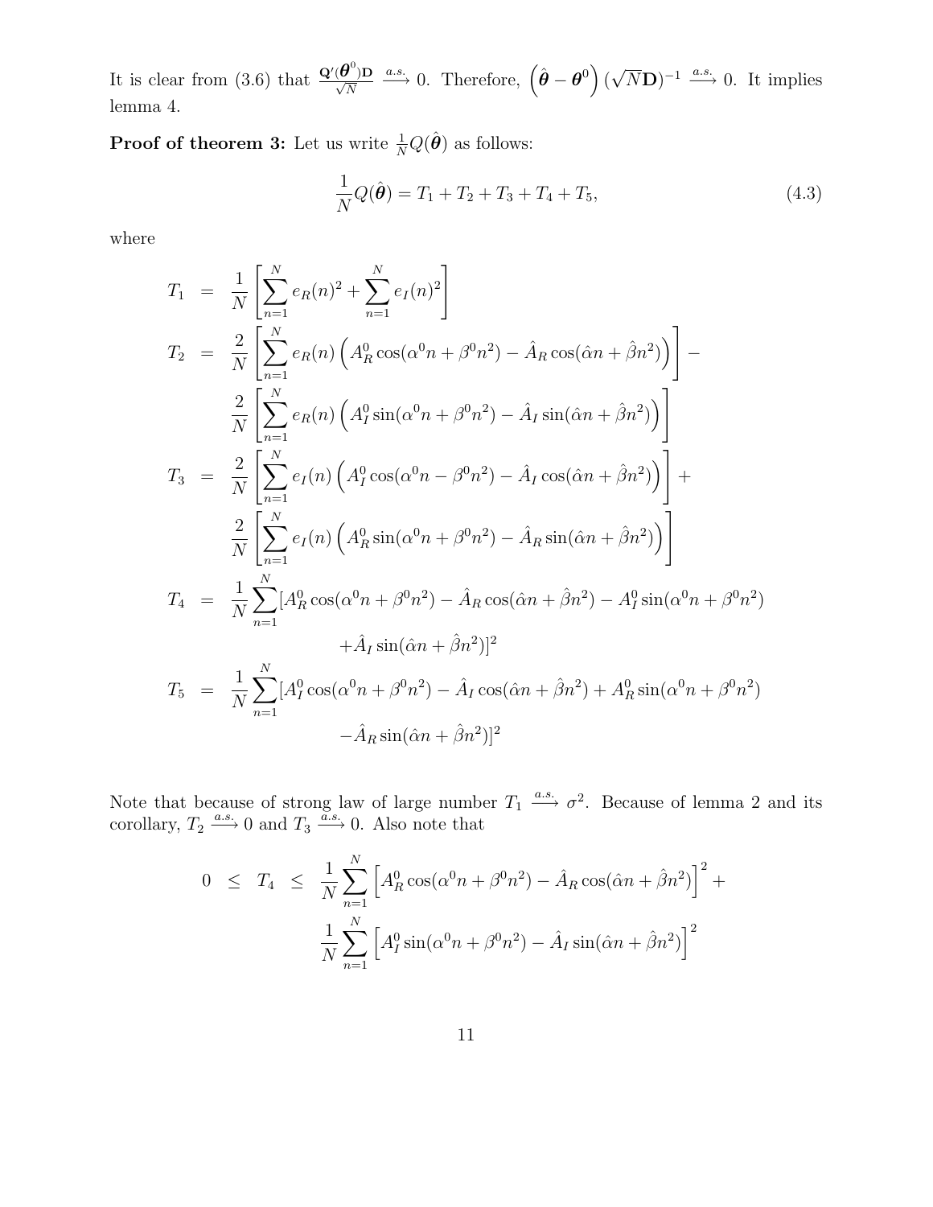It is clear from (3.6) that $\frac{\mathbf{Q}'(\boldsymbol{\theta}^0)\mathbf{D}}{\sqrt{N}} \xrightarrow{a.s.} 0$. Therefore, $\left(\hat{\boldsymbol{\theta}} - \boldsymbol{\theta}^0\right)(\sqrt{N}\mathbf{D})^{-1} \xrightarrow{a.s.} 0$. It implies lemma 4.

**Proof of theorem 3:** Let us write $\frac{1}{N}Q(\hat{\boldsymbol{\theta}})$ as follows:

$$\frac{1}{N}Q(\hat{\boldsymbol{\theta}}) = T_1 + T_2 + T_3 + T_4 + T_5, \tag{4.3}$$

where

$$
\begin{aligned}
T_1 &= \frac{1}{N}\left[\sum_{n=1}^{N} e_R(n)^2 + \sum_{n=1}^{N} e_I(n)^2\right] \\
T_2 &= \frac{2}{N}\left[\sum_{n=1}^{N} e_R(n)\left(A_R^0\cos(\alpha^0 n + \beta^0 n^2) - \hat{A}_R\cos(\hat{\alpha}n + \hat{\beta}n^2)\right)\right] - \\
&\quad \frac{2}{N}\left[\sum_{n=1}^{N} e_R(n)\left(A_I^0\sin(\alpha^0 n + \beta^0 n^2) - \hat{A}_I\sin(\hat{\alpha}n + \hat{\beta}n^2)\right)\right] \\
T_3 &= \frac{2}{N}\left[\sum_{n=1}^{N} e_I(n)\left(A_I^0\cos(\alpha^0 n - \beta^0 n^2) - \hat{A}_I\cos(\hat{\alpha}n + \hat{\beta}n^2)\right)\right] + \\
&\quad \frac{2}{N}\left[\sum_{n=1}^{N} e_I(n)\left(A_R^0\sin(\alpha^0 n + \beta^0 n^2) - \hat{A}_R\sin(\hat{\alpha}n + \hat{\beta}n^2)\right)\right] \\
T_4 &= \frac{1}{N}\sum_{n=1}^{N}[A_R^0\cos(\alpha^0 n + \beta^0 n^2) - \hat{A}_R\cos(\hat{\alpha}n + \hat{\beta}n^2) - A_I^0\sin(\alpha^0 n + \beta^0 n^2) \\
&\qquad + \hat{A}_I\sin(\hat{\alpha}n + \hat{\beta}n^2)]^2 \\
T_5 &= \frac{1}{N}\sum_{n=1}^{N}[A_I^0\cos(\alpha^0 n + \beta^0 n^2) - \hat{A}_I\cos(\hat{\alpha}n + \hat{\beta}n^2) + A_R^0\sin(\alpha^0 n + \beta^0 n^2) \\
&\qquad - \hat{A}_R\sin(\hat{\alpha}n + \hat{\beta}n^2)]^2
\end{aligned}
$$

Note that because of strong law of large number $T_1 \xrightarrow{a.s.} \sigma^2$. Because of lemma 2 and its corollary, $T_2 \xrightarrow{a.s.} 0$ and $T_3 \xrightarrow{a.s.} 0$. Also note that

$$
\begin{aligned}
0 \;\leq\; T_4 \;\leq\; & \frac{1}{N}\sum_{n=1}^{N}\left[A_R^0\cos(\alpha^0 n + \beta^0 n^2) - \hat{A}_R\cos(\hat{\alpha}n + \hat{\beta}n^2)\right]^2 + \\
& \frac{1}{N}\sum_{n=1}^{N}\left[A_I^0\sin(\alpha^0 n + \beta^0 n^2) - \hat{A}_I\sin(\hat{\alpha}n + \hat{\beta}n^2)\right]^2
\end{aligned}
$$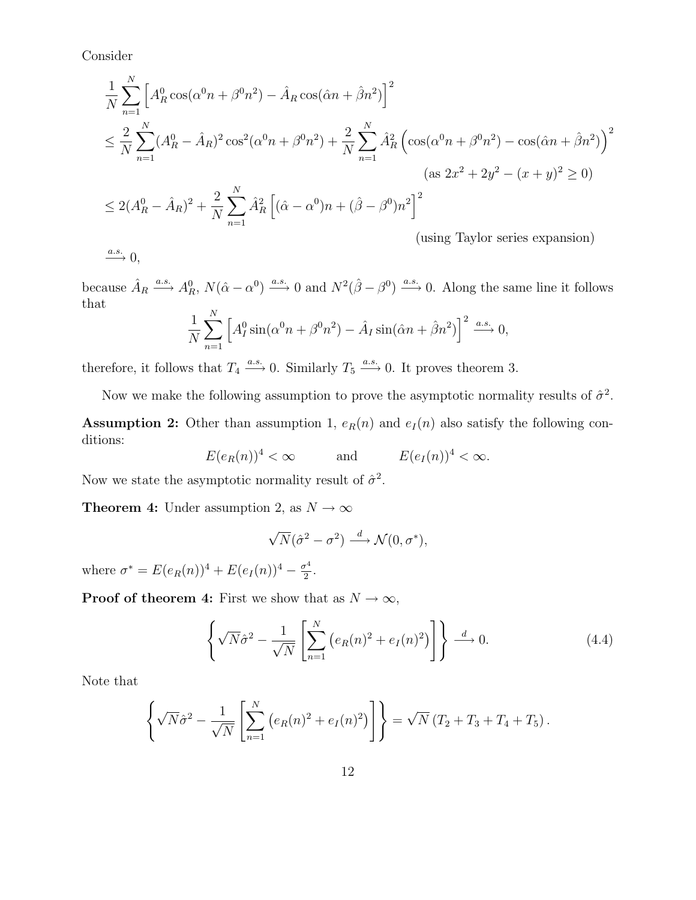Consider

$$
\begin{aligned}
&\frac{1}{N}\sum_{n=1}^{N}\left[A_R^0\cos(\alpha^0 n+\beta^0 n^2)-\hat{A}_R\cos(\hat{\alpha}n+\hat{\beta}n^2)\right]^2 \\
&\le \frac{2}{N}\sum_{n=1}^{N}(A_R^0-\hat{A}_R)^2\cos^2(\alpha^0 n+\beta^0 n^2)+\frac{2}{N}\sum_{n=1}^{N}\hat{A}_R^2\left(\cos(\alpha^0 n+\beta^0 n^2)-\cos(\hat{\alpha}n+\hat{\beta}n^2)\right)^2 \\
&\hspace{25em}(\text{as } 2x^2+2y^2-(x+y)^2\ge 0) \\
&\le 2(A_R^0-\hat{A}_R)^2+\frac{2}{N}\sum_{n=1}^{N}\hat{A}_R^2\left[(\hat{\alpha}-\alpha^0)n+(\hat{\beta}-\beta^0)n^2\right]^2 \\
&\hspace{25em}(\text{using Taylor series expansion}) \\
&\xrightarrow{a.s.} 0,
\end{aligned}
$$

because $\hat{A}_R \xrightarrow{a.s.} A_R^0$, $N(\hat{\alpha}-\alpha^0) \xrightarrow{a.s.} 0$ and $N^2(\hat{\beta}-\beta^0) \xrightarrow{a.s.} 0$. Along the same line it follows that

$$
\frac{1}{N}\sum_{n=1}^{N}\left[A_I^0\sin(\alpha^0 n+\beta^0 n^2)-\hat{A}_I\sin(\hat{\alpha}n+\hat{\beta}n^2)\right]^2 \xrightarrow{a.s.} 0,
$$

therefore, it follows that $T_4 \xrightarrow{a.s.} 0$. Similarly $T_5 \xrightarrow{a.s.} 0$. It proves theorem 3.

Now we make the following assumption to prove the asymptotic normality results of $\hat{\sigma}^2$.

**Assumption 2:** Other than assumption 1, $e_R(n)$ and $e_I(n)$ also satisfy the following conditions:

$$
E(e_R(n))^4<\infty \qquad \text{and} \qquad E(e_I(n))^4<\infty.
$$

Now we state the asymptotic normality result of $\hat{\sigma}^2$.

**Theorem 4:** Under assumption 2, as $N\to\infty$

$$
\sqrt{N}(\hat{\sigma}^2-\sigma^2) \xrightarrow{d} \mathcal{N}(0,\sigma^*),
$$

where $\sigma^* = E(e_R(n))^4+E(e_I(n))^4-\frac{\sigma^4}{2}$.

**Proof of theorem 4:** First we show that as $N\to\infty$,

$$
\left\{\sqrt{N}\hat{\sigma}^2-\frac{1}{\sqrt{N}}\left[\sum_{n=1}^{N}\left(e_R(n)^2+e_I(n)^2\right)\right]\right\} \xrightarrow{d} 0. \tag{4.4}
$$

Note that

$$
\left\{\sqrt{N}\hat{\sigma}^2-\frac{1}{\sqrt{N}}\left[\sum_{n=1}^{N}\left(e_R(n)^2+e_I(n)^2\right)\right]\right\} = \sqrt{N}\left(T_2+T_3+T_4+T_5\right).
$$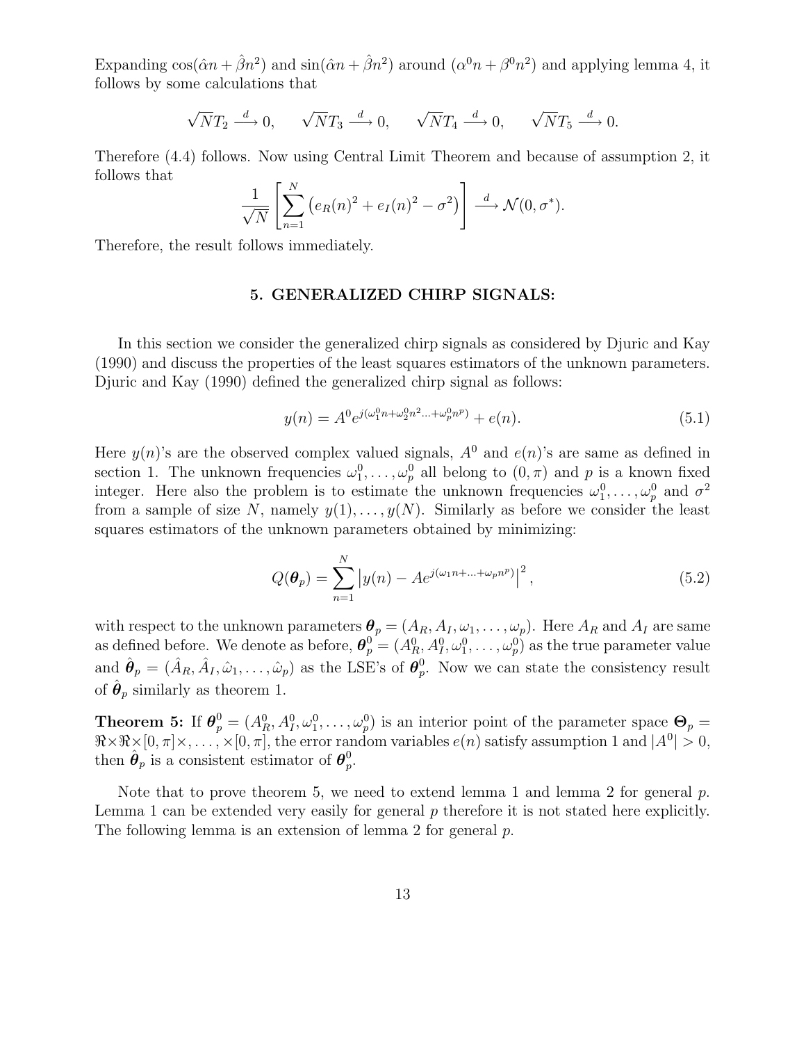Expanding $\cos(\hat{\alpha}n + \hat{\beta}n^2)$ and $\sin(\hat{\alpha}n + \hat{\beta}n^2)$ around $(\alpha^0 n + \beta^0 n^2)$ and applying lemma 4, it follows by some calculations that

$$\sqrt{N}T_2 \xrightarrow{d} 0, \qquad \sqrt{N}T_3 \xrightarrow{d} 0, \qquad \sqrt{N}T_4 \xrightarrow{d} 0, \qquad \sqrt{N}T_5 \xrightarrow{d} 0.$$

Therefore (4.4) follows. Now using Central Limit Theorem and because of assumption 2, it follows that

$$\frac{1}{\sqrt{N}}\left[\sum_{n=1}^{N}\left(e_R(n)^2 + e_I(n)^2 - \sigma^2\right)\right] \xrightarrow{d} \mathcal{N}(0, \sigma^*).$$

Therefore, the result follows immediately.

## 5. GENERALIZED CHIRP SIGNALS:

In this section we consider the generalized chirp signals as considered by Djuric and Kay (1990) and discuss the properties of the least squares estimators of the unknown parameters. Djuric and Kay (1990) defined the generalized chirp signal as follows:

$$y(n) = A^0 e^{j(\omega_1^0 n + \omega_2^0 n^2 \ldots + \omega_p^0 n^p)} + e(n). \tag{5.1}$$

Here $y(n)$'s are the observed complex valued signals, $A^0$ and $e(n)$'s are same as defined in section 1. The unknown frequencies $\omega_1^0, \ldots, \omega_p^0$ all belong to $(0, \pi)$ and $p$ is a known fixed integer. Here also the problem is to estimate the unknown frequencies $\omega_1^0, \ldots, \omega_p^0$ and $\sigma^2$ from a sample of size $N$, namely $y(1), \ldots, y(N)$. Similarly as before we consider the least squares estimators of the unknown parameters obtained by minimizing:

$$Q(\boldsymbol{\theta}_p) = \sum_{n=1}^{N}\left|y(n) - Ae^{j(\omega_1 n + \ldots + \omega_p n^p)}\right|^2, \tag{5.2}$$

with respect to the unknown parameters $\boldsymbol{\theta}_p = (A_R, A_I, \omega_1, \ldots, \omega_p)$. Here $A_R$ and $A_I$ are same as defined before. We denote as before, $\boldsymbol{\theta}_p^0 = (A_R^0, A_I^0, \omega_1^0, \ldots, \omega_p^0)$ as the true parameter value and $\hat{\boldsymbol{\theta}}_p = (\hat{A}_R, \hat{A}_I, \hat{\omega}_1, \ldots, \hat{\omega}_p)$ as the LSE's of $\boldsymbol{\theta}_p^0$. Now we can state the consistency result of $\hat{\boldsymbol{\theta}}_p$ similarly as theorem 1.

**Theorem 5:** If $\boldsymbol{\theta}_p^0 = (A_R^0, A_I^0, \omega_1^0, \ldots, \omega_p^0)$ is an interior point of the parameter space $\boldsymbol{\Theta}_p = \Re \times \Re \times [0, \pi] \times, \ldots, \times [0, \pi]$, the error random variables $e(n)$ satisfy assumption 1 and $|A^0| > 0$, then $\hat{\boldsymbol{\theta}}_p$ is a consistent estimator of $\boldsymbol{\theta}_p^0$.

Note that to prove theorem 5, we need to extend lemma 1 and lemma 2 for general $p$. Lemma 1 can be extended very easily for general $p$ therefore it is not stated here explicitly. The following lemma is an extension of lemma 2 for general $p$.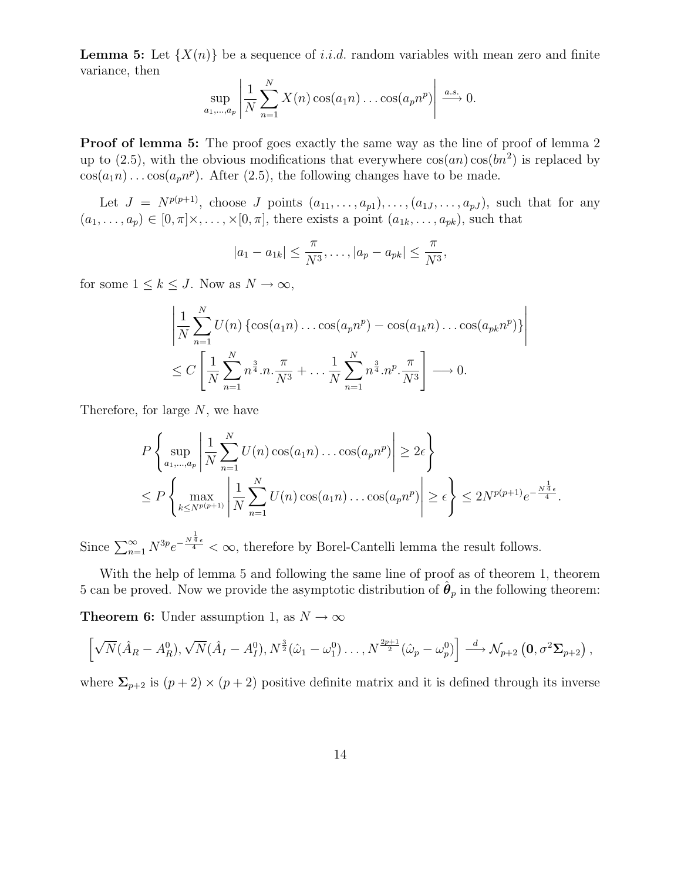**Lemma 5:** Let $\{X(n)\}$ be a sequence of *i.i.d.* random variables with mean zero and finite variance, then

$$\sup_{a_1,\ldots,a_p} \left| \frac{1}{N} \sum_{n=1}^{N} X(n) \cos(a_1 n) \ldots \cos(a_p n^p) \right| \xrightarrow{a.s.} 0.$$

**Proof of lemma 5:** The proof goes exactly the same way as the line of proof of lemma 2 up to (2.5), with the obvious modifications that everywhere $\cos(an)\cos(bn^2)$ is replaced by $\cos(a_1 n)\ldots\cos(a_p n^p)$. After (2.5), the following changes have to be made.

Let $J = N^{p(p+1)}$, choose $J$ points $(a_{11},\ldots,a_{p1}),\ldots,(a_{1J},\ldots,a_{pJ})$, such that for any $(a_1,\ldots,a_p) \in [0,\pi]\times,\ldots,\times[0,\pi]$, there exists a point $(a_{1k},\ldots,a_{pk})$, such that

$$|a_1 - a_{1k}| \le \frac{\pi}{N^3}, \ldots, |a_p - a_{pk}| \le \frac{\pi}{N^3},$$

for some $1 \le k \le J$. Now as $N \to \infty$,

$$\left| \frac{1}{N} \sum_{n=1}^{N} U(n) \left\{ \cos(a_1 n) \ldots \cos(a_p n^p) - \cos(a_{1k} n) \ldots \cos(a_{pk} n^p) \right\} \right|$$
$$\le C \left[ \frac{1}{N} \sum_{n=1}^{N} n^{\frac{3}{4}} . n . \frac{\pi}{N^3} + \ldots \frac{1}{N} \sum_{n=1}^{N} n^{\frac{3}{4}} . n^p . \frac{\pi}{N^3} \right] \longrightarrow 0.$$

Therefore, for large $N$, we have

$$P \left\{ \sup_{a_1,\ldots,a_p} \left| \frac{1}{N} \sum_{n=1}^{N} U(n) \cos(a_1 n) \ldots \cos(a_p n^p) \right| \ge 2\epsilon \right\}$$
$$\le P \left\{ \max_{k \le N^{p(p+1)}} \left| \frac{1}{N} \sum_{n=1}^{N} U(n) \cos(a_1 n) \ldots \cos(a_p n^p) \right| \ge \epsilon \right\} \le 2N^{p(p+1)} e^{-\frac{N^{\frac{1}{4}}\epsilon}{4}}.$$

Since $\sum_{n=1}^{\infty} N^{3p} e^{-\frac{N^{\frac{1}{4}}\epsilon}{4}} < \infty$, therefore by Borel-Cantelli lemma the result follows.

With the help of lemma 5 and following the same line of proof as of theorem 1, theorem 5 can be proved. Now we provide the asymptotic distribution of $\hat{\boldsymbol{\theta}}_p$ in the following theorem:

**Theorem 6:** Under assumption 1, as $N \to \infty$

$$\left[ \sqrt{N}(\hat{A}_R - A_R^0), \sqrt{N}(\hat{A}_I - A_I^0), N^{\frac{3}{2}}(\hat{\omega}_1 - \omega_1^0) \ldots, N^{\frac{2p+1}{2}}(\hat{\omega}_p - \omega_p^0) \right] \xrightarrow{d} \mathcal{N}_{p+2}\left(\mathbf{0}, \sigma^2 \boldsymbol{\Sigma}_{p+2}\right),$$

where $\boldsymbol{\Sigma}_{p+2}$ is $(p+2)\times(p+2)$ positive definite matrix and it is defined through its inverse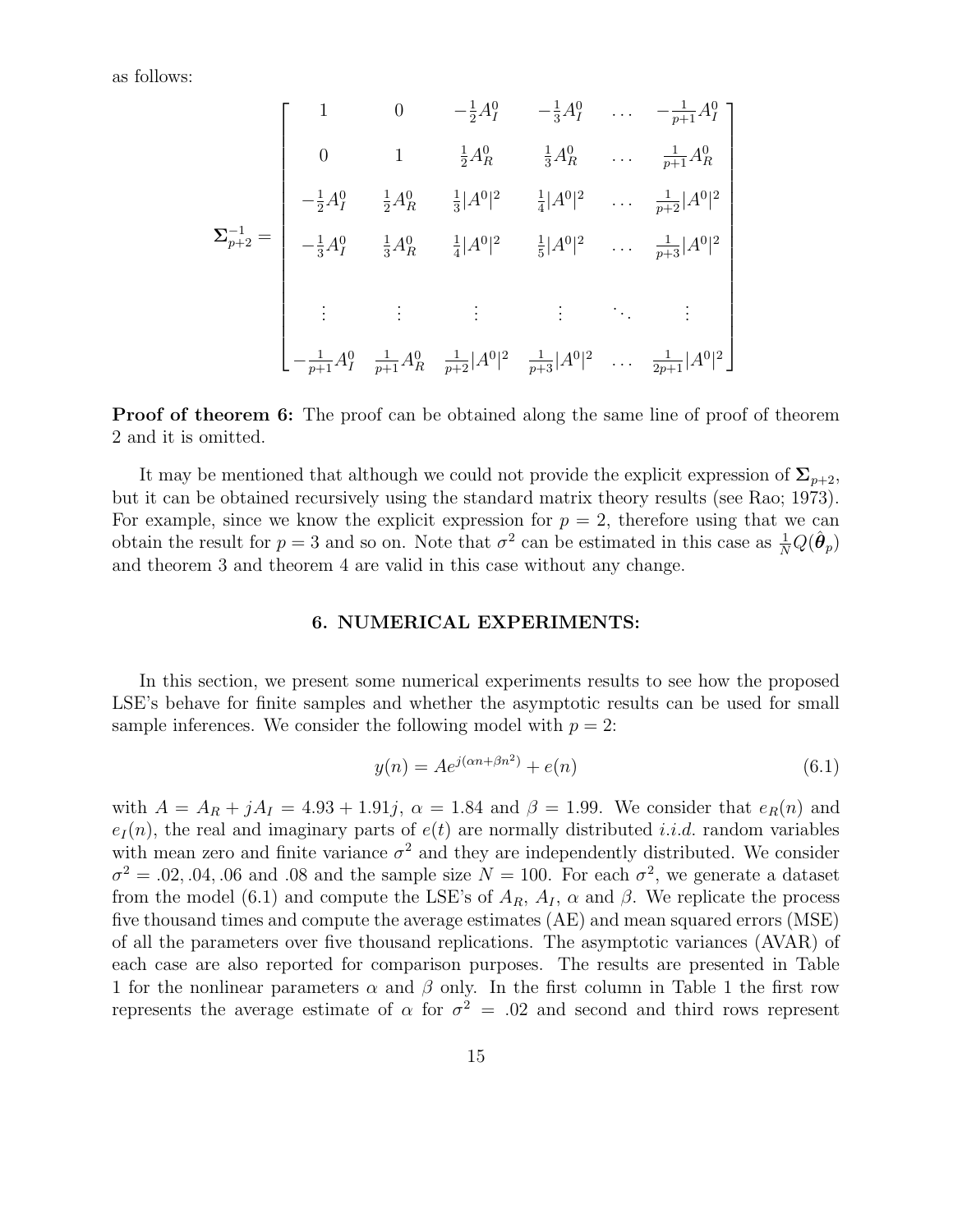as follows:

$$
\mathbf{\Sigma}_{p+2}^{-1} = \begin{bmatrix} 1 & 0 & -\frac{1}{2}A_I^0 & -\frac{1}{3}A_I^0 & \dots & -\frac{1}{p+1}A_I^0 \\ 0 & 1 & \frac{1}{2}A_R^0 & \frac{1}{3}A_R^0 & \dots & \frac{1}{p+1}A_R^0 \\ -\frac{1}{2}A_I^0 & \frac{1}{2}A_R^0 & \frac{1}{3}|A^0|^2 & \frac{1}{4}|A^0|^2 & \dots & \frac{1}{p+2}|A^0|^2 \\ -\frac{1}{3}A_I^0 & \frac{1}{3}A_R^0 & \frac{1}{4}|A^0|^2 & \frac{1}{5}|A^0|^2 & \dots & \frac{1}{p+3}|A^0|^2 \\ \vdots & \vdots & \vdots & \vdots & \ddots & \vdots \\ -\frac{1}{p+1}A_I^0 & \frac{1}{p+1}A_R^0 & \frac{1}{p+2}|A^0|^2 & \frac{1}{p+3}|A^0|^2 & \dots & \frac{1}{2p+1}|A^0|^2 \end{bmatrix}
$$

**Proof of theorem 6:** The proof can be obtained along the same line of proof of theorem 2 and it is omitted.

It may be mentioned that although we could not provide the explicit expression of $\mathbf{\Sigma}_{p+2}$, but it can be obtained recursively using the standard matrix theory results (see Rao; 1973). For example, since we know the explicit expression for $p = 2$, therefore using that we can obtain the result for $p = 3$ and so on. Note that $\sigma^2$ can be estimated in this case as $\frac{1}{N}Q(\hat{\boldsymbol{\theta}}_p)$ and theorem 3 and theorem 4 are valid in this case without any change.

## 6. NUMERICAL EXPERIMENTS:

In this section, we present some numerical experiments results to see how the proposed LSE's behave for finite samples and whether the asymptotic results can be used for small sample inferences. We consider the following model with $p = 2$:

$$
y(n) = Ae^{j(\alpha n + \beta n^2)} + e(n) \tag{6.1}
$$

with $A = A_R + jA_I = 4.93 + 1.91j$, $\alpha = 1.84$ and $\beta = 1.99$. We consider that $e_R(n)$ and $e_I(n)$, the real and imaginary parts of $e(t)$ are normally distributed *i.i.d.* random variables with mean zero and finite variance $\sigma^2$ and they are independently distributed. We consider $\sigma^2 = .02, .04, .06$ and $.08$ and the sample size $N = 100$. For each $\sigma^2$, we generate a dataset from the model (6.1) and compute the LSE's of $A_R$, $A_I$, $\alpha$ and $\beta$. We replicate the process five thousand times and compute the average estimates (AE) and mean squared errors (MSE) of all the parameters over five thousand replications. The asymptotic variances (AVAR) of each case are also reported for comparison purposes. The results are presented in Table 1 for the nonlinear parameters $\alpha$ and $\beta$ only. In the first column in Table 1 the first row represents the average estimate of $\alpha$ for $\sigma^2 = .02$ and second and third rows represent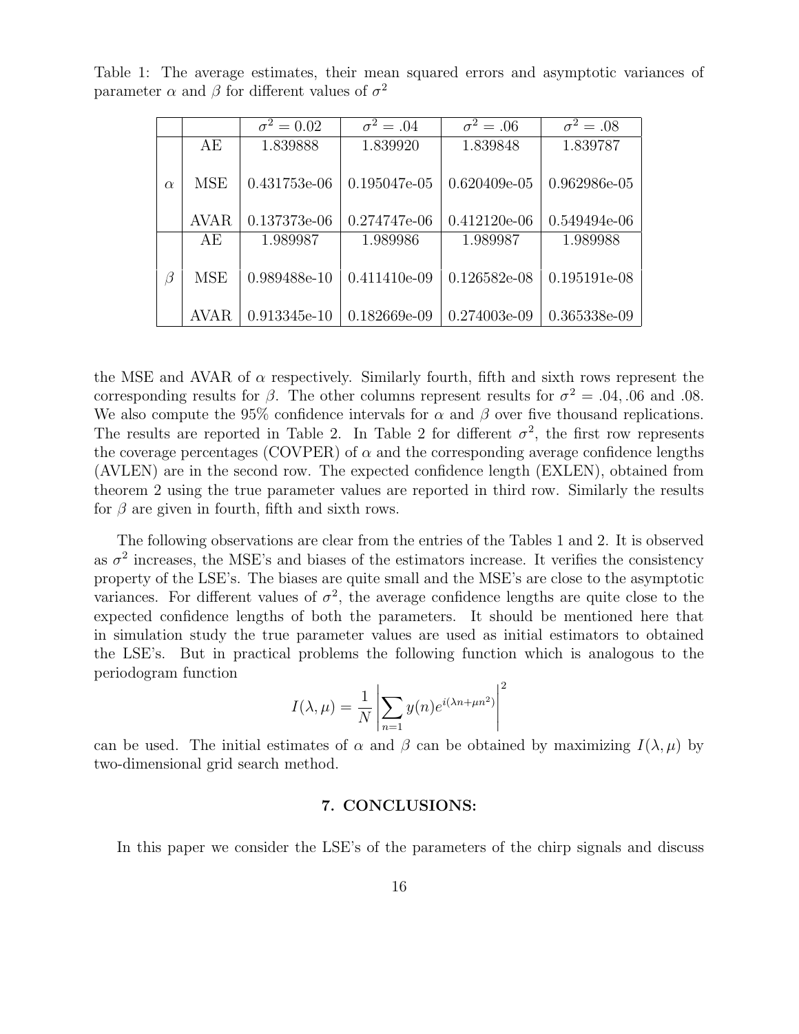Table 1: The average estimates, their mean squared errors and asymptotic variances of parameter $\alpha$ and $\beta$ for different values of $\sigma^2$

| | | $\sigma^2 = 0.02$ | $\sigma^2 = .04$ | $\sigma^2 = .06$ | $\sigma^2 = .08$ |
|---|---|---|---|---|---|
| $\alpha$ | AE | 1.839888 | 1.839920 | 1.839848 | 1.839787 |
| | MSE | 0.431753e-06 | 0.195047e-05 | 0.620409e-05 | 0.962986e-05 |
| | AVAR | 0.137373e-06 | 0.274747e-06 | 0.412120e-06 | 0.549494e-06 |
| $\beta$ | AE | 1.989987 | 1.989986 | 1.989987 | 1.989988 |
| | MSE | 0.989488e-10 | 0.411410e-09 | 0.126582e-08 | 0.195191e-08 |
| | AVAR | 0.913345e-10 | 0.182669e-09 | 0.274003e-09 | 0.365338e-09 |

the MSE and AVAR of $\alpha$ respectively. Similarly fourth, fifth and sixth rows represent the corresponding results for $\beta$. The other columns represent results for $\sigma^2 = .04, .06$ and $.08$. We also compute the 95% confidence intervals for $\alpha$ and $\beta$ over five thousand replications. The results are reported in Table 2. In Table 2 for different $\sigma^2$, the first row represents the coverage percentages (COVPER) of $\alpha$ and the corresponding average confidence lengths (AVLEN) are in the second row. The expected confidence length (EXLEN), obtained from theorem 2 using the true parameter values are reported in third row. Similarly the results for $\beta$ are given in fourth, fifth and sixth rows.

The following observations are clear from the entries of the Tables 1 and 2. It is observed as $\sigma^2$ increases, the MSE's and biases of the estimators increase. It verifies the consistency property of the LSE's. The biases are quite small and the MSE's are close to the asymptotic variances. For different values of $\sigma^2$, the average confidence lengths are quite close to the expected confidence lengths of both the parameters. It should be mentioned here that in simulation study the true parameter values are used as initial estimators to obtained the LSE's. But in practical problems the following function which is analogous to the periodogram function

$$I(\lambda, \mu) = \frac{1}{N} \left| \sum_{n=1} y(n) e^{i(\lambda n + \mu n^2)} \right|^2$$

can be used. The initial estimates of $\alpha$ and $\beta$ can be obtained by maximizing $I(\lambda, \mu)$ by two-dimensional grid search method.

## 7. CONCLUSIONS:

In this paper we consider the LSE's of the parameters of the chirp signals and discuss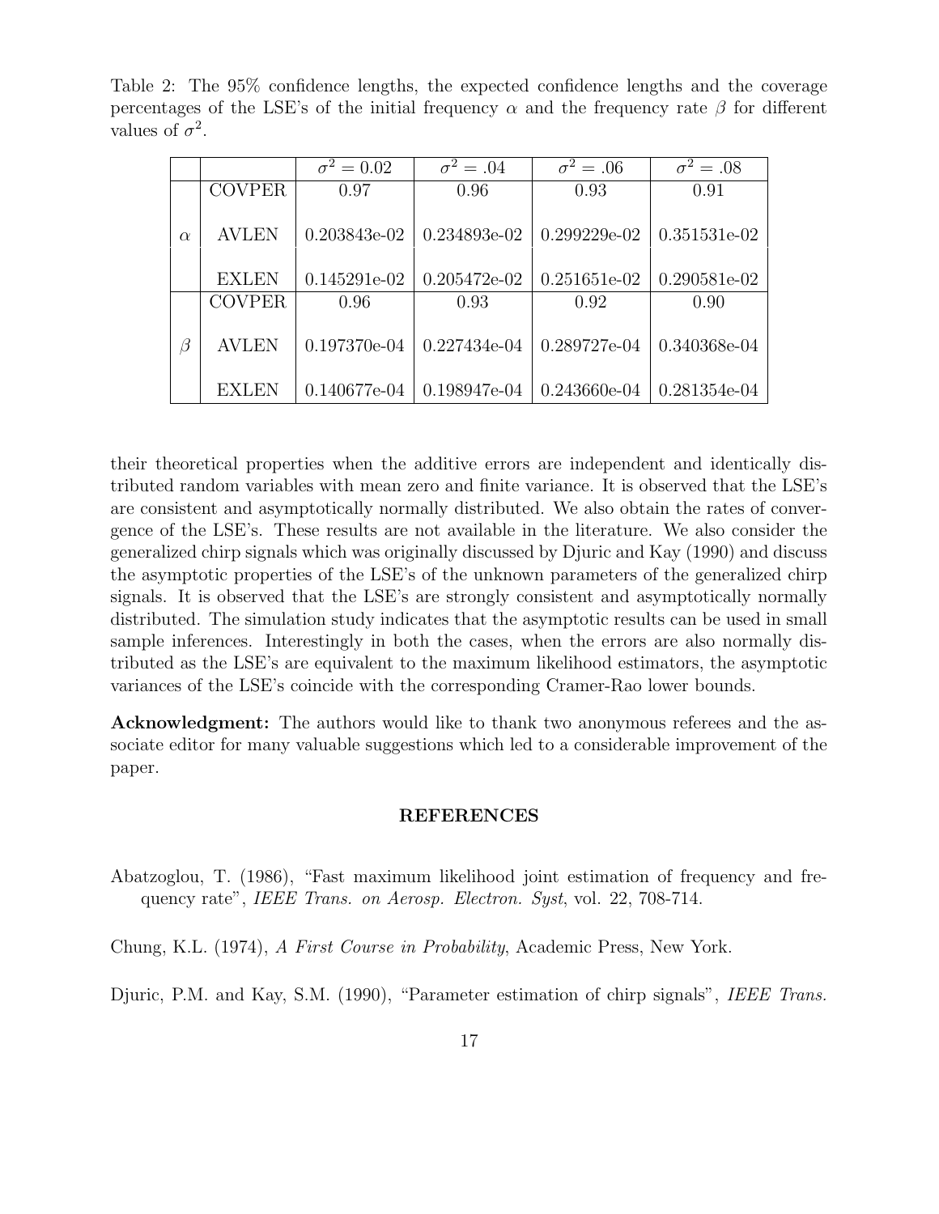Table 2: The 95% confidence lengths, the expected confidence lengths and the coverage percentages of the LSE's of the initial frequency $\alpha$ and the frequency rate $\beta$ for different values of $\sigma^2$.

| | | $\sigma^2 = 0.02$ | $\sigma^2 = .04$ | $\sigma^2 = .06$ | $\sigma^2 = .08$ |
|---|---|---|---|---|---|
| $\alpha$ | COVPER | 0.97 | 0.96 | 0.93 | 0.91 |
| | AVLEN | 0.203843e-02 | 0.234893e-02 | 0.299229e-02 | 0.351531e-02 |
| | EXLEN | 0.145291e-02 | 0.205472e-02 | 0.251651e-02 | 0.290581e-02 |
| $\beta$ | COVPER | 0.96 | 0.93 | 0.92 | 0.90 |
| | AVLEN | 0.197370e-04 | 0.227434e-04 | 0.289727e-04 | 0.340368e-04 |
| | EXLEN | 0.140677e-04 | 0.198947e-04 | 0.243660e-04 | 0.281354e-04 |

their theoretical properties when the additive errors are independent and identically distributed random variables with mean zero and finite variance. It is observed that the LSE's are consistent and asymptotically normally distributed. We also obtain the rates of convergence of the LSE's. These results are not available in the literature. We also consider the generalized chirp signals which was originally discussed by Djuric and Kay (1990) and discuss the asymptotic properties of the LSE's of the unknown parameters of the generalized chirp signals. It is observed that the LSE's are strongly consistent and asymptotically normally distributed. The simulation study indicates that the asymptotic results can be used in small sample inferences. Interestingly in both the cases, when the errors are also normally distributed as the LSE's are equivalent to the maximum likelihood estimators, the asymptotic variances of the LSE's coincide with the corresponding Cramer-Rao lower bounds.

**Acknowledgment:** The authors would like to thank two anonymous referees and the associate editor for many valuable suggestions which led to a considerable improvement of the paper.

## REFERENCES

Abatzoglou, T. (1986), "Fast maximum likelihood joint estimation of frequency and frequency rate", *IEEE Trans. on Aerosp. Electron. Syst*, vol. 22, 708-714.

Chung, K.L. (1974), *A First Course in Probability*, Academic Press, New York.

Djuric, P.M. and Kay, S.M. (1990), "Parameter estimation of chirp signals", *IEEE Trans.*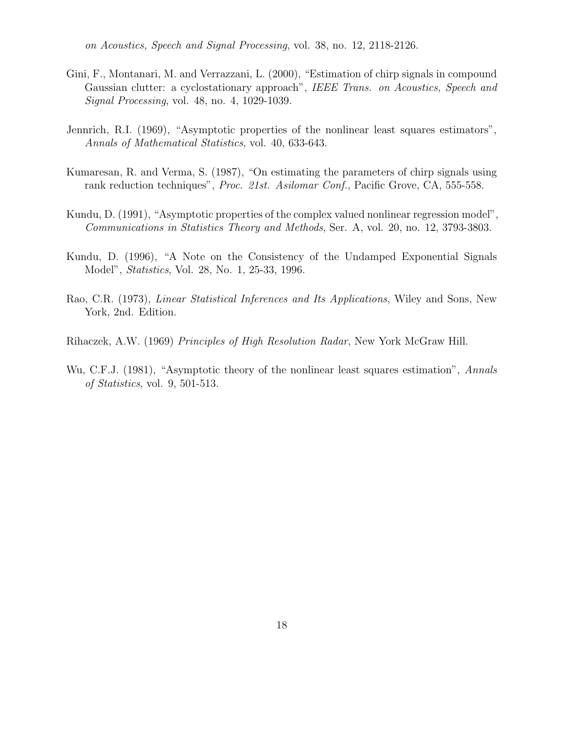*on Acoustics, Speech and Signal Processing*, vol. 38, no. 12, 2118-2126.

Gini, F., Montanari, M. and Verrazzani, L. (2000), "Estimation of chirp signals in compound Gaussian clutter: a cyclostationary approach", *IEEE Trans. on Acoustics, Speech and Signal Processing*, vol. 48, no. 4, 1029-1039.

Jennrich, R.I. (1969), "Asymptotic properties of the nonlinear least squares estimators", *Annals of Mathematical Statistics*, vol. 40, 633-643.

Kumaresan, R. and Verma, S. (1987), "On estimating the parameters of chirp signals using rank reduction techniques", *Proc. 21st. Asilomar Conf.*, Pacific Grove, CA, 555-558.

Kundu, D. (1991), "Asymptotic properties of the complex valued nonlinear regression model", *Communications in Statistics Theory and Methods*, Ser. A, vol. 20, no. 12, 3793-3803.

Kundu, D. (1996), "A Note on the Consistency of the Undamped Exponential Signals Model", *Statistics*, Vol. 28, No. 1, 25-33, 1996.

Rao, C.R. (1973), *Linear Statistical Inferences and Its Applications*, Wiley and Sons, New York, 2nd. Edition.

Rihaczek, A.W. (1969) *Principles of High Resolution Radar*, New York McGraw Hill.

Wu, C.F.J. (1981), "Asymptotic theory of the nonlinear least squares estimation", *Annals of Statistics*, vol. 9, 501-513.